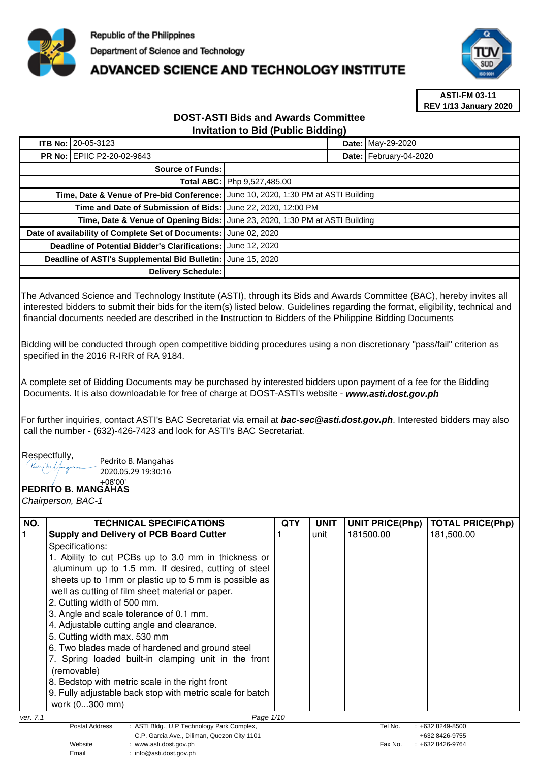Republic of the Philippines
Department of Science and Technology
# ADVANCED SCIENCE AND TECHNOLOGY INSTITUTE

**ASTI-FM 03-11**
**REV 1/13 January 2020**

## DOST-ASTI Bids and Awards Committee
## Invitation to Bid (Public Bidding)

| | | | |
|---|---|---|---|
| **ITB No:** | 20-05-3123 | **Date:** | May-29-2020 |
| **PR No:** | EPIIC P2-20-02-9643 | **Date:** | February-04-2020 |
| **Source of Funds:** | | | |
| **Total ABC:** | Php 9,527,485.00 | | |
| **Time, Date & Venue of Pre-bid Conference:** | June 10, 2020, 1:30 PM at ASTI Building | | |
| **Time and Date of Submission of Bids:** | June 22, 2020, 12:00 PM | | |
| **Time, Date & Venue of Opening Bids:** | June 23, 2020, 1:30 PM at ASTI Building | | |
| **Date of availability of Complete Set of Documents:** | June 02, 2020 | | |
| **Deadline of Potential Bidder's Clarifications:** | June 12, 2020 | | |
| **Deadline of ASTI's Supplemental Bid Bulletin:** | June 15, 2020 | | |
| **Delivery Schedule:** | | | |

The Advanced Science and Technology Institute (ASTI), through its Bids and Awards Committee (BAC), hereby invites all interested bidders to submit their bids for the item(s) listed below. Guidelines regarding the format, eligibility, technical and financial documents needed are described in the Instruction to Bidders of the Philippine Bidding Documents

Bidding will be conducted through open competitive bidding procedures using a non discretionary "pass/fail" criterion as specified in the 2016 R-IRR of RA 9184.

A complete set of Bidding Documents may be purchased by interested bidders upon payment of a fee for the Bidding Documents. It is also downloadable for free of charge at DOST-ASTI's website - ***www.asti.dost.gov.ph***

For further inquiries, contact ASTI's BAC Secretariat via email at ***bac-sec@asti.dost.gov.ph***. Interested bidders may also call the number - (632)-426-7423 and look for ASTI's BAC Secretariat.

Respectfully,

Pedrito B. Mangahas
2020.05.29 19:30:16
+08'00'

**PEDRITO B. MANGAHAS**
*Chairperson, BAC-1*

| NO. | TECHNICAL SPECIFICATIONS | QTY | UNIT | UNIT PRICE(Php) | TOTAL PRICE(Php) |
|---|---|---|---|---|---|
| 1 | **Supply and Delivery of PCB Board Cutter**<br>Specifications:<br>1. Ability to cut PCBs up to 3.0 mm in thickness or aluminum up to 1.5 mm. If desired, cutting of steel sheets up to 1mm or plastic up to 5 mm is possible as well as cutting of film sheet material or paper.<br>2. Cutting width of 500 mm.<br>3. Angle and scale tolerance of 0.1 mm.<br>4. Adjustable cutting angle and clearance.<br>5. Cutting width max. 530 mm<br>6. Two blades made of hardened and ground steel<br>7. Spring loaded built-in clamping unit in the front (removable)<br>8. Bedstop with metric scale in the right front<br>9. Fully adjustable back stop with metric scale for batch work (0...300 mm) | 1 | unit | 181500.00 | 181,500.00 |

ver. 7.1

Postal Address : ASTI Bldg., U.P Technology Park Complex, C.P. Garcia Ave., Diliman, Quezon City 1101
Website : www.asti.dost.gov.ph
Email : info@asti.dost.gov.ph
Tel No. : +632 8249-8500, +632 8426-9755
Fax No. : +632 8426-9764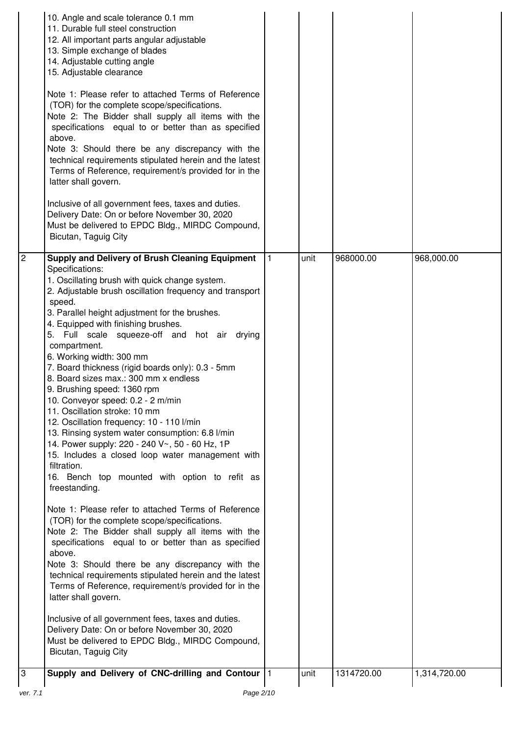| | | | | | |
|---|---|---|---|---|---|
| | 10. Angle and scale tolerance 0.1 mm<br>11. Durable full steel construction<br>12. All important parts angular adjustable<br>13. Simple exchange of blades<br>14. Adjustable cutting angle<br>15. Adjustable clearance<br><br>Note 1: Please refer to attached Terms of Reference (TOR) for the complete scope/specifications.<br>Note 2: The Bidder shall supply all items with the specifications equal to or better than as specified above.<br>Note 3: Should there be any discrepancy with the technical requirements stipulated herein and the latest Terms of Reference, requirement/s provided for in the latter shall govern.<br><br>Inclusive of all government fees, taxes and duties.<br>Delivery Date: On or before November 30, 2020<br>Must be delivered to EPDC Bldg., MIRDC Compound, Bicutan, Taguig City | | | | |
| 2 | **Supply and Delivery of Brush Cleaning Equipment**<br>Specifications:<br>1. Oscillating brush with quick change system.<br>2. Adjustable brush oscillation frequency and transport speed.<br>3. Parallel height adjustment for the brushes.<br>4. Equipped with finishing brushes.<br>5. Full scale squeeze-off and hot air drying compartment.<br>6. Working width: 300 mm<br>7. Board thickness (rigid boards only): 0.3 - 5mm<br>8. Board sizes max.: 300 mm x endless<br>9. Brushing speed: 1360 rpm<br>10. Conveyor speed: 0.2 - 2 m/min<br>11. Oscillation stroke: 10 mm<br>12. Oscillation frequency: 10 - 110 l/min<br>13. Rinsing system water consumption: 6.8 l/min<br>14. Power supply: 220 - 240 V~, 50 - 60 Hz, 1P<br>15. Includes a closed loop water management with filtration.<br>16. Bench top mounted with option to refit as freestanding.<br><br>Note 1: Please refer to attached Terms of Reference (TOR) for the complete scope/specifications.<br>Note 2: The Bidder shall supply all items with the specifications equal to or better than as specified above.<br>Note 3: Should there be any discrepancy with the technical requirements stipulated herein and the latest Terms of Reference, requirement/s provided for in the latter shall govern.<br><br>Inclusive of all government fees, taxes and duties.<br>Delivery Date: On or before November 30, 2020<br>Must be delivered to EPDC Bldg., MIRDC Compound, Bicutan, Taguig City | 1 | unit | 968000.00 | 968,000.00 |
| 3 | **Supply and Delivery of CNC-drilling and Contour** | 1 | unit | 1314720.00 | 1,314,720.00 |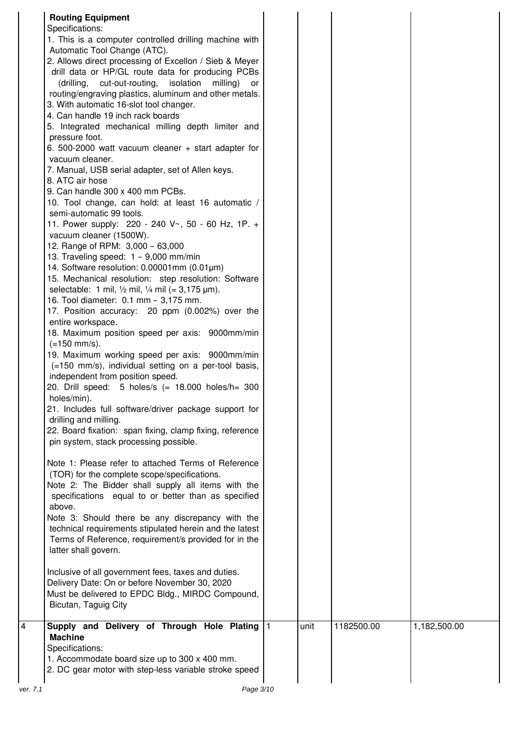| | | | | | |
|---|---|---|---|---|---|
| | **Routing Equipment**<br>Specifications:<br>1. This is a computer controlled drilling machine with Automatic Tool Change (ATC).<br>2. Allows direct processing of Excellon / Sieb & Meyer drill data or HP/GL route data for producing PCBs (drilling, cut-out-routing, isolation milling) or routing/engraving plastics, aluminum and other metals.<br>3. With automatic 16-slot tool changer.<br>4. Can handle 19 inch rack boards<br>5. Integrated mechanical milling depth limiter and pressure foot.<br>6. 500-2000 watt vacuum cleaner + start adapter for vacuum cleaner.<br>7. Manual, USB serial adapter, set of Allen keys.<br>8. ATC air hose<br>9. Can handle 300 x 400 mm PCBs.<br>10. Tool change, can hold: at least 16 automatic / semi-automatic 99 tools.<br>11. Power supply: 220 - 240 V~, 50 - 60 Hz, 1P. + vacuum cleaner (1500W).<br>12. Range of RPM: 3,000 – 63,000<br>13. Traveling speed: 1 – 9,000 mm/min<br>14. Software resolution: 0.00001mm (0.01µm)<br>15. Mechanical resolution: step resolution: Software selectable: 1 mil, ½ mil, ¼ mil (= 3,175 µm).<br>16. Tool diameter: 0.1 mm – 3,175 mm.<br>17. Position accuracy: 20 ppm (0.002%) over the entire workspace.<br>18. Maximum position speed per axis: 9000mm/min (=150 mm/s).<br>19. Maximum working speed per axis: 9000mm/min (=150 mm/s), individual setting on a per-tool basis, independent from position speed.<br>20. Drill speed: 5 holes/s (= 18.000 holes/h= 300 holes/min).<br>21. Includes full software/driver package support for drilling and milling.<br>22. Board fixation: span fixing, clamp fixing, reference pin system, stack processing possible.<br><br>Note 1: Please refer to attached Terms of Reference (TOR) for the complete scope/specifications.<br>Note 2: The Bidder shall supply all items with the specifications equal to or better than as specified above.<br>Note 3: Should there be any discrepancy with the technical requirements stipulated herein and the latest Terms of Reference, requirement/s provided for in the latter shall govern.<br><br>Inclusive of all government fees, taxes and duties.<br>Delivery Date: On or before November 30, 2020<br>Must be delivered to EPDC Bldg., MIRDC Compound, Bicutan, Taguig City | | | | |
| 4 | **Supply and Delivery of Through Hole Plating Machine**<br>Specifications:<br>1. Accommodate board size up to 300 x 400 mm.<br>2. DC gear motor with step-less variable stroke speed | 1 | unit | 1182500.00 | 1,182,500.00 |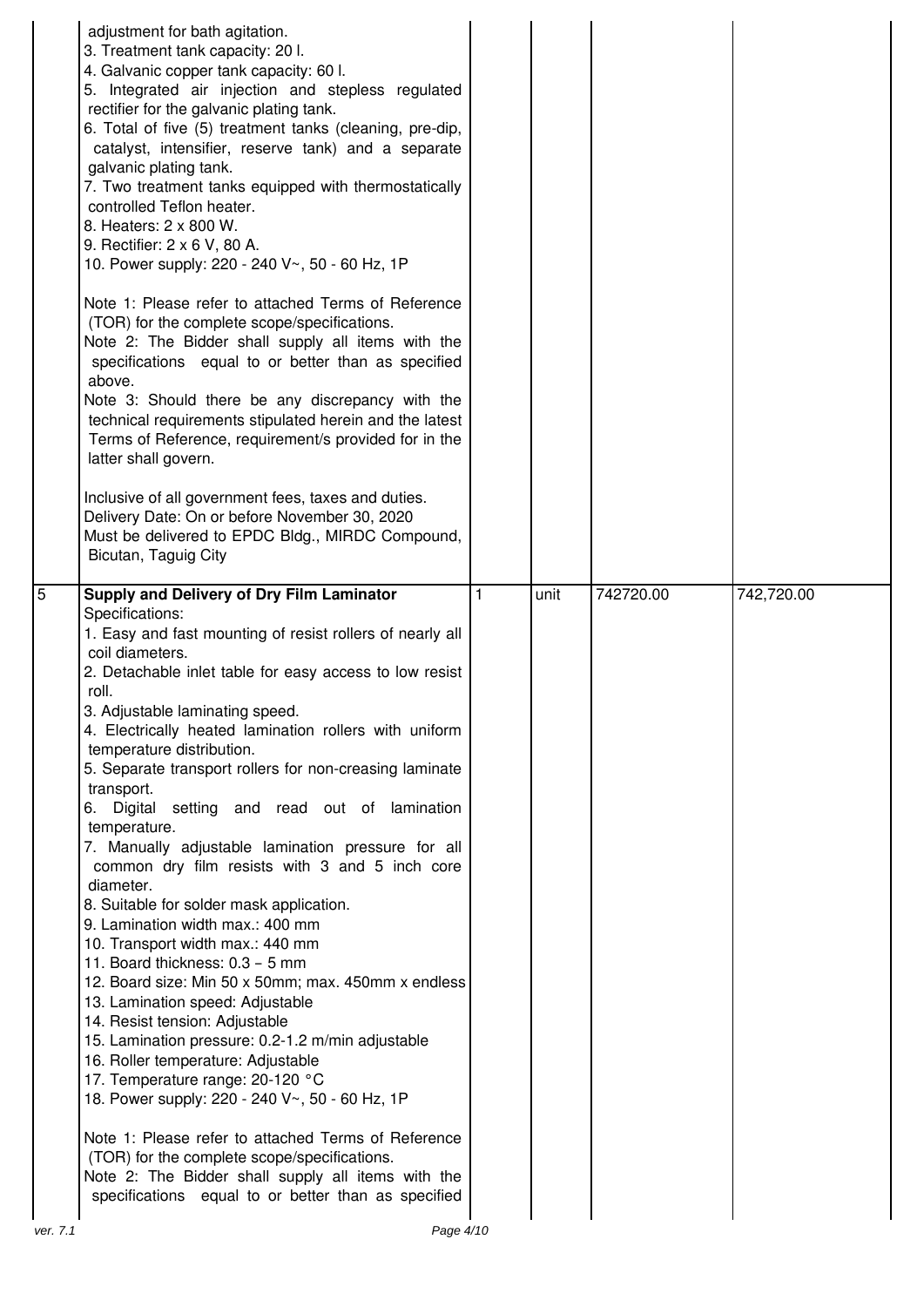| | | | | | |
|---|---|---|---|---|---|
| | adjustment for bath agitation.<br>3. Treatment tank capacity: 20 l.<br>4. Galvanic copper tank capacity: 60 l.<br>5. Integrated air injection and stepless regulated rectifier for the galvanic plating tank.<br>6. Total of five (5) treatment tanks (cleaning, pre-dip, catalyst, intensifier, reserve tank) and a separate galvanic plating tank.<br>7. Two treatment tanks equipped with thermostatically controlled Teflon heater.<br>8. Heaters: 2 x 800 W.<br>9. Rectifier: 2 x 6 V, 80 A.<br>10. Power supply: 220 - 240 V~, 50 - 60 Hz, 1P<br><br>Note 1: Please refer to attached Terms of Reference (TOR) for the complete scope/specifications.<br>Note 2: The Bidder shall supply all items with the specifications equal to or better than as specified above.<br>Note 3: Should there be any discrepancy with the technical requirements stipulated herein and the latest Terms of Reference, requirement/s provided for in the latter shall govern.<br><br>Inclusive of all government fees, taxes and duties.<br>Delivery Date: On or before November 30, 2020<br>Must be delivered to EPDC Bldg., MIRDC Compound, Bicutan, Taguig City | | | | |
| 5 | **Supply and Delivery of Dry Film Laminator**<br>Specifications:<br>1. Easy and fast mounting of resist rollers of nearly all coil diameters.<br>2. Detachable inlet table for easy access to low resist roll.<br>3. Adjustable laminating speed.<br>4. Electrically heated lamination rollers with uniform temperature distribution.<br>5. Separate transport rollers for non-creasing laminate transport.<br>6. Digital setting and read out of lamination temperature.<br>7. Manually adjustable lamination pressure for all common dry film resists with 3 and 5 inch core diameter.<br>8. Suitable for solder mask application.<br>9. Lamination width max.: 400 mm<br>10. Transport width max.: 440 mm<br>11. Board thickness: 0.3 – 5 mm<br>12. Board size: Min 50 x 50mm; max. 450mm x endless<br>13. Lamination speed: Adjustable<br>14. Resist tension: Adjustable<br>15. Lamination pressure: 0.2-1.2 m/min adjustable<br>16. Roller temperature: Adjustable<br>17. Temperature range: 20-120 °C<br>18. Power supply: 220 - 240 V~, 50 - 60 Hz, 1P<br><br>Note 1: Please refer to attached Terms of Reference (TOR) for the complete scope/specifications.<br>Note 2: The Bidder shall supply all items with the specifications equal to or better than as specified | 1 | unit | 742720.00 | 742,720.00 |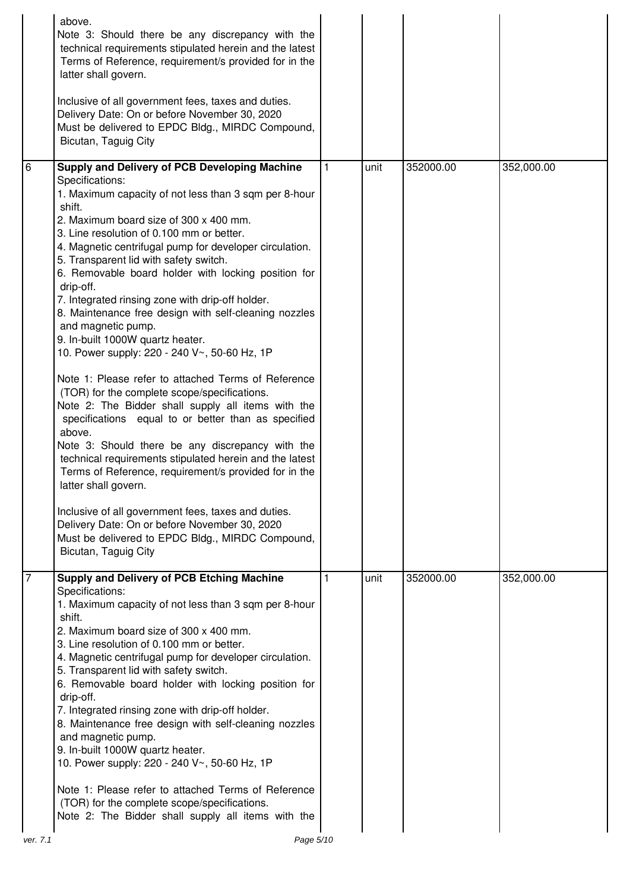| | | | | | |
|---|---|---|---|---|---|
| | above.<br>Note 3: Should there be any discrepancy with the technical requirements stipulated herein and the latest Terms of Reference, requirement/s provided for in the latter shall govern.<br><br>Inclusive of all government fees, taxes and duties.<br>Delivery Date: On or before November 30, 2020<br>Must be delivered to EPDC Bldg., MIRDC Compound, Bicutan, Taguig City | | | | |
| 6 | **Supply and Delivery of PCB Developing Machine**<br>Specifications:<br>1. Maximum capacity of not less than 3 sqm per 8-hour shift.<br>2. Maximum board size of 300 x 400 mm.<br>3. Line resolution of 0.100 mm or better.<br>4. Magnetic centrifugal pump for developer circulation.<br>5. Transparent lid with safety switch.<br>6. Removable board holder with locking position for drip-off.<br>7. Integrated rinsing zone with drip-off holder.<br>8. Maintenance free design with self-cleaning nozzles and magnetic pump.<br>9. In-built 1000W quartz heater.<br>10. Power supply: 220 - 240 V~, 50-60 Hz, 1P<br><br>Note 1: Please refer to attached Terms of Reference (TOR) for the complete scope/specifications.<br>Note 2: The Bidder shall supply all items with the specifications equal to or better than as specified above.<br>Note 3: Should there be any discrepancy with the technical requirements stipulated herein and the latest Terms of Reference, requirement/s provided for in the latter shall govern.<br><br>Inclusive of all government fees, taxes and duties.<br>Delivery Date: On or before November 30, 2020<br>Must be delivered to EPDC Bldg., MIRDC Compound, Bicutan, Taguig City | 1 | unit | 352000.00 | 352,000.00 |
| 7 | **Supply and Delivery of PCB Etching Machine**<br>Specifications:<br>1. Maximum capacity of not less than 3 sqm per 8-hour shift.<br>2. Maximum board size of 300 x 400 mm.<br>3. Line resolution of 0.100 mm or better.<br>4. Magnetic centrifugal pump for developer circulation.<br>5. Transparent lid with safety switch.<br>6. Removable board holder with locking position for drip-off.<br>7. Integrated rinsing zone with drip-off holder.<br>8. Maintenance free design with self-cleaning nozzles and magnetic pump.<br>9. In-built 1000W quartz heater.<br>10. Power supply: 220 - 240 V~, 50-60 Hz, 1P<br><br>Note 1: Please refer to attached Terms of Reference (TOR) for the complete scope/specifications.<br>Note 2: The Bidder shall supply all items with the | 1 | unit | 352000.00 | 352,000.00 |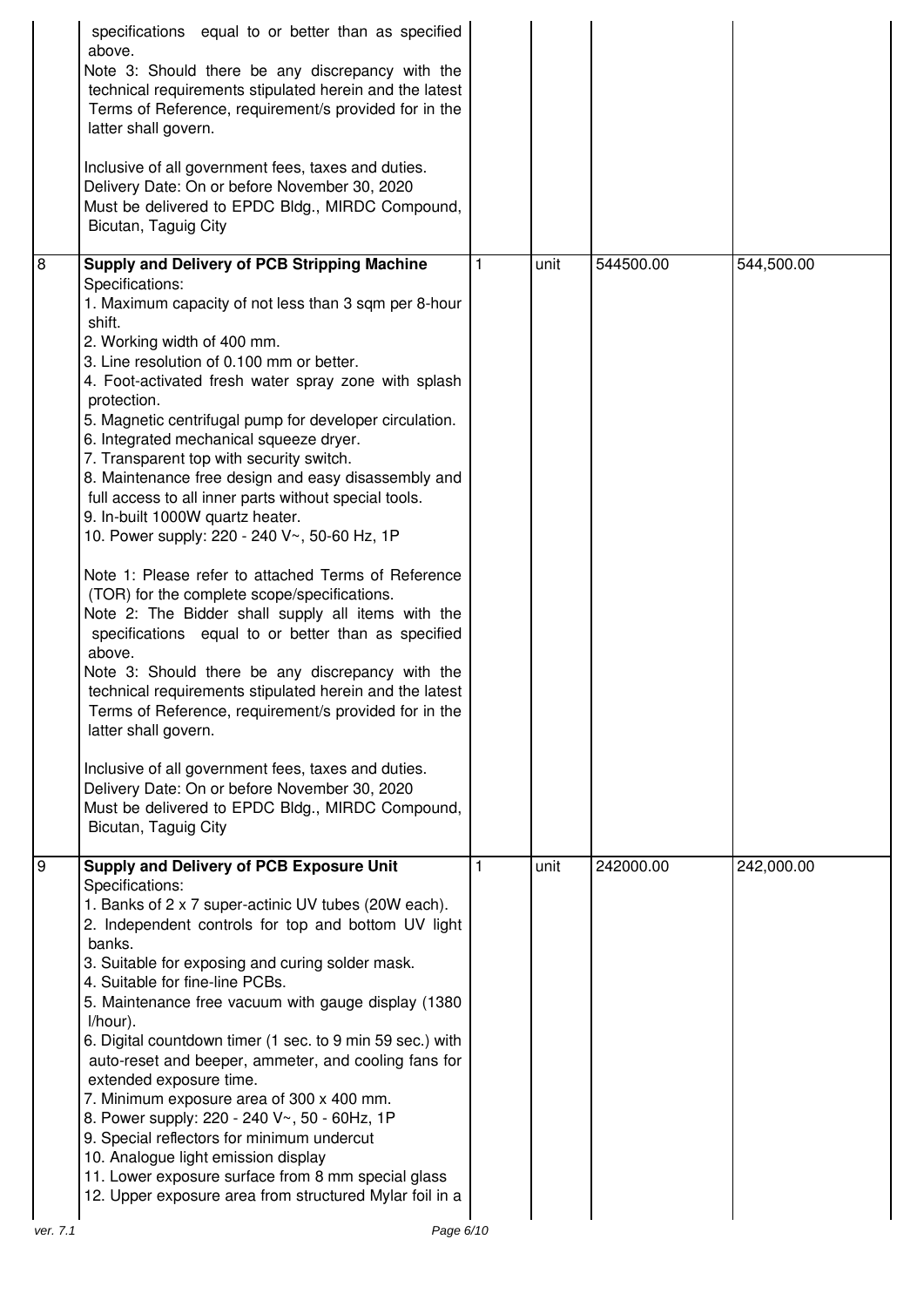| | | | | | |
|---|---|---|---|---|---|
| | specifications equal to or better than as specified above.<br>Note 3: Should there be any discrepancy with the technical requirements stipulated herein and the latest Terms of Reference, requirement/s provided for in the latter shall govern.<br><br>Inclusive of all government fees, taxes and duties.<br>Delivery Date: On or before November 30, 2020<br>Must be delivered to EPDC Bldg., MIRDC Compound, Bicutan, Taguig City | | | | |
| 8 | **Supply and Delivery of PCB Stripping Machine**<br>Specifications:<br>1. Maximum capacity of not less than 3 sqm per 8-hour shift.<br>2. Working width of 400 mm.<br>3. Line resolution of 0.100 mm or better.<br>4. Foot-activated fresh water spray zone with splash protection.<br>5. Magnetic centrifugal pump for developer circulation.<br>6. Integrated mechanical squeeze dryer.<br>7. Transparent top with security switch.<br>8. Maintenance free design and easy disassembly and full access to all inner parts without special tools.<br>9. In-built 1000W quartz heater.<br>10. Power supply: 220 - 240 V~, 50-60 Hz, 1P<br><br>Note 1: Please refer to attached Terms of Reference (TOR) for the complete scope/specifications.<br>Note 2: The Bidder shall supply all items with the specifications equal to or better than as specified above.<br>Note 3: Should there be any discrepancy with the technical requirements stipulated herein and the latest Terms of Reference, requirement/s provided for in the latter shall govern.<br><br>Inclusive of all government fees, taxes and duties.<br>Delivery Date: On or before November 30, 2020<br>Must be delivered to EPDC Bldg., MIRDC Compound, Bicutan, Taguig City | 1 | unit | 544500.00 | 544,500.00 |
| 9 | **Supply and Delivery of PCB Exposure Unit**<br>Specifications:<br>1. Banks of 2 x 7 super-actinic UV tubes (20W each).<br>2. Independent controls for top and bottom UV light banks.<br>3. Suitable for exposing and curing solder mask.<br>4. Suitable for fine-line PCBs.<br>5. Maintenance free vacuum with gauge display (1380 l/hour).<br>6. Digital countdown timer (1 sec. to 9 min 59 sec.) with auto-reset and beeper, ammeter, and cooling fans for extended exposure time.<br>7. Minimum exposure area of 300 x 400 mm.<br>8. Power supply: 220 - 240 V~, 50 - 60Hz, 1P<br>9. Special reflectors for minimum undercut<br>10. Analogue light emission display<br>11. Lower exposure surface from 8 mm special glass<br>12. Upper exposure area from structured Mylar foil in a | 1 | unit | 242000.00 | 242,000.00 |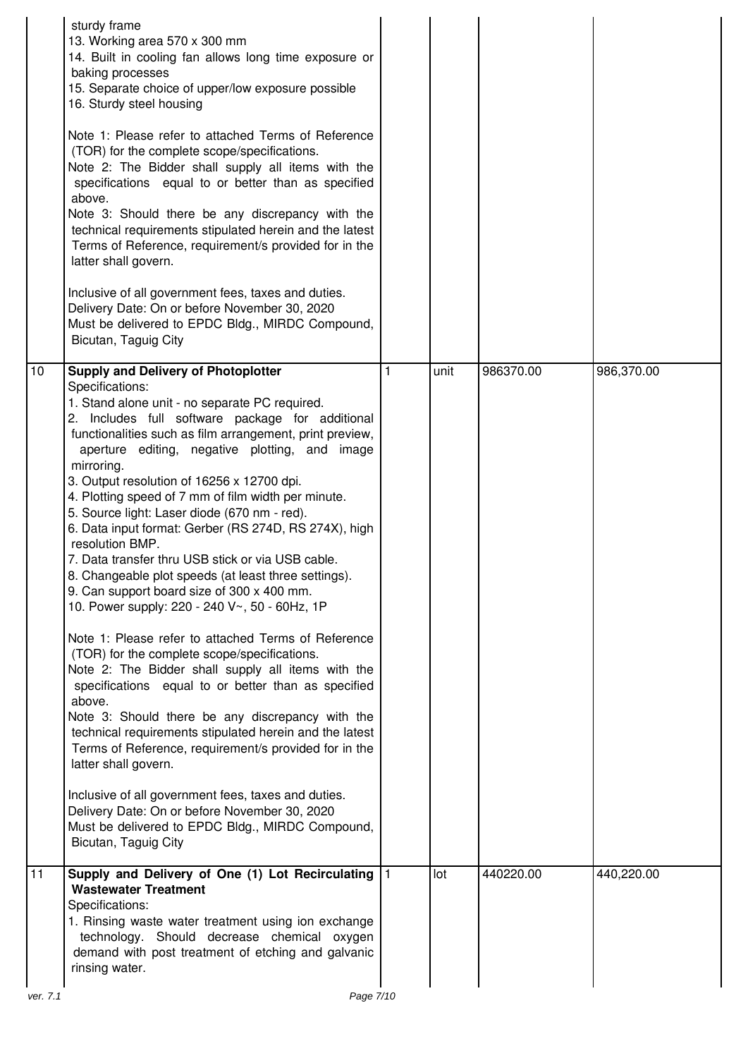| | | | | | |
|---|---|---|---|---|---|
| | sturdy frame<br>13. Working area 570 x 300 mm<br>14. Built in cooling fan allows long time exposure or baking processes<br>15. Separate choice of upper/low exposure possible<br>16. Sturdy steel housing<br><br>Note 1: Please refer to attached Terms of Reference (TOR) for the complete scope/specifications.<br>Note 2: The Bidder shall supply all items with the specifications equal to or better than as specified above.<br>Note 3: Should there be any discrepancy with the technical requirements stipulated herein and the latest Terms of Reference, requirement/s provided for in the latter shall govern.<br><br>Inclusive of all government fees, taxes and duties.<br>Delivery Date: On or before November 30, 2020<br>Must be delivered to EPDC Bldg., MIRDC Compound, Bicutan, Taguig City | | | | |
| 10 | **Supply and Delivery of Photoplotter**<br>Specifications:<br>1. Stand alone unit - no separate PC required.<br>2. Includes full software package for additional functionalities such as film arrangement, print preview, aperture editing, negative plotting, and image mirroring.<br>3. Output resolution of 16256 x 12700 dpi.<br>4. Plotting speed of 7 mm of film width per minute.<br>5. Source light: Laser diode (670 nm - red).<br>6. Data input format: Gerber (RS 274D, RS 274X), high resolution BMP.<br>7. Data transfer thru USB stick or via USB cable.<br>8. Changeable plot speeds (at least three settings).<br>9. Can support board size of 300 x 400 mm.<br>10. Power supply: 220 - 240 V~, 50 - 60Hz, 1P<br><br>Note 1: Please refer to attached Terms of Reference (TOR) for the complete scope/specifications.<br>Note 2: The Bidder shall supply all items with the specifications equal to or better than as specified above.<br>Note 3: Should there be any discrepancy with the technical requirements stipulated herein and the latest Terms of Reference, requirement/s provided for in the latter shall govern.<br><br>Inclusive of all government fees, taxes and duties.<br>Delivery Date: On or before November 30, 2020<br>Must be delivered to EPDC Bldg., MIRDC Compound, Bicutan, Taguig City | 1 | unit | 986370.00 | 986,370.00 |
| 11 | **Supply and Delivery of One (1) Lot Recirculating Wastewater Treatment**<br>Specifications:<br>1. Rinsing waste water treatment using ion exchange technology. Should decrease chemical oxygen demand with post treatment of etching and galvanic rinsing water. | 1 | lot | 440220.00 | 440,220.00 |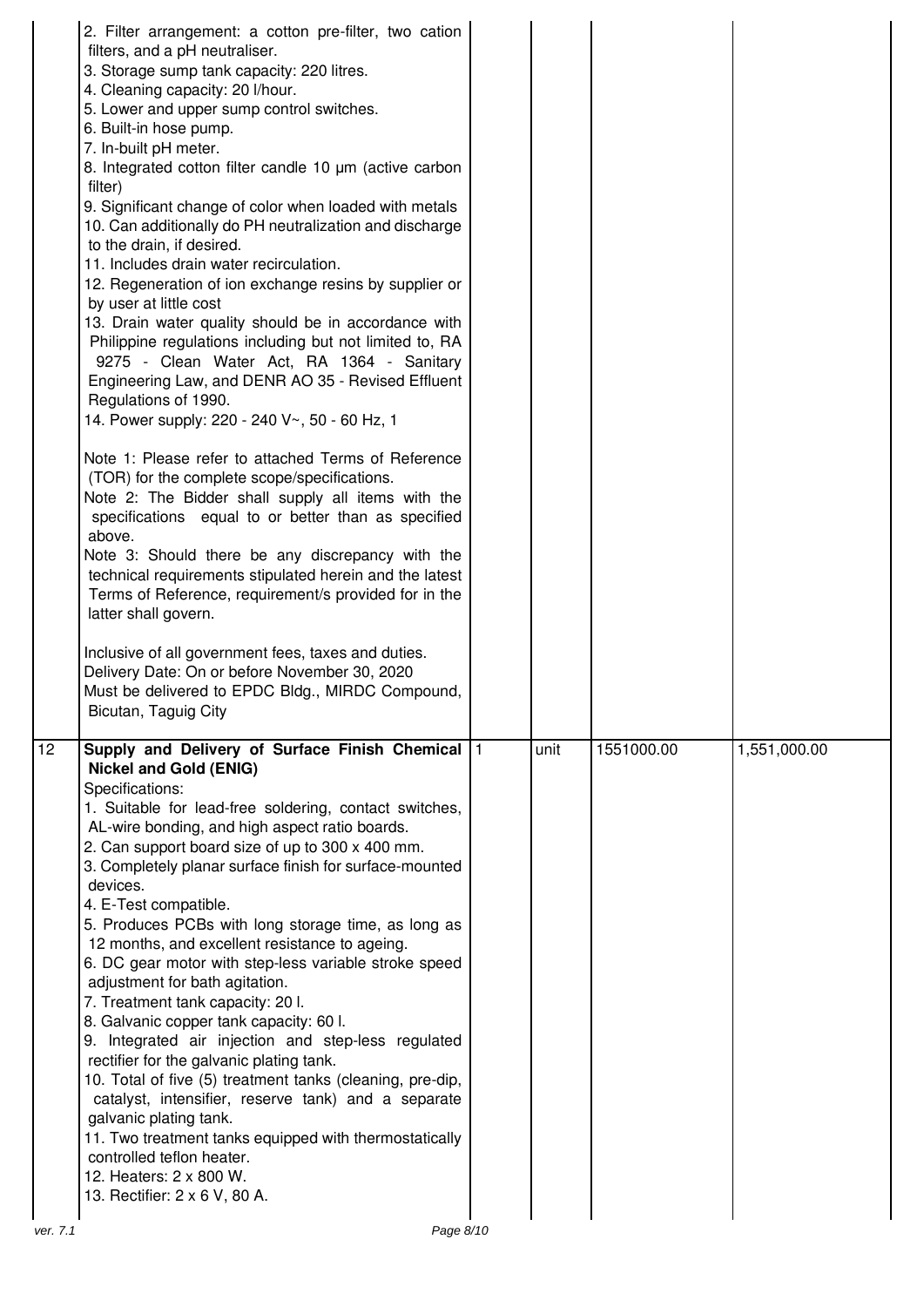| | | | | | |
|---|---|---|---|---|---|
| | 2. Filter arrangement: a cotton pre-filter, two cation filters, and a pH neutraliser.<br>3. Storage sump tank capacity: 220 litres.<br>4. Cleaning capacity: 20 l/hour.<br>5. Lower and upper sump control switches.<br>6. Built-in hose pump.<br>7. In-built pH meter.<br>8. Integrated cotton filter candle 10 μm (active carbon filter)<br>9. Significant change of color when loaded with metals<br>10. Can additionally do PH neutralization and discharge to the drain, if desired.<br>11. Includes drain water recirculation.<br>12. Regeneration of ion exchange resins by supplier or by user at little cost<br>13. Drain water quality should be in accordance with Philippine regulations including but not limited to, RA 9275 - Clean Water Act, RA 1364 - Sanitary Engineering Law, and DENR AO 35 - Revised Effluent Regulations of 1990.<br>14. Power supply: 220 - 240 V~, 50 - 60 Hz, 1<br><br>Note 1: Please refer to attached Terms of Reference (TOR) for the complete scope/specifications.<br>Note 2: The Bidder shall supply all items with the specifications equal to or better than as specified above.<br>Note 3: Should there be any discrepancy with the technical requirements stipulated herein and the latest Terms of Reference, requirement/s provided for in the latter shall govern.<br><br>Inclusive of all government fees, taxes and duties.<br>Delivery Date: On or before November 30, 2020<br>Must be delivered to EPDC Bldg., MIRDC Compound, Bicutan, Taguig City | | | | |
| 12 | **Supply and Delivery of Surface Finish Chemical Nickel and Gold (ENIG)**<br>Specifications:<br>1. Suitable for lead-free soldering, contact switches, AL-wire bonding, and high aspect ratio boards.<br>2. Can support board size of up to 300 x 400 mm.<br>3. Completely planar surface finish for surface-mounted devices.<br>4. E-Test compatible.<br>5. Produces PCBs with long storage time, as long as 12 months, and excellent resistance to ageing.<br>6. DC gear motor with step-less variable stroke speed adjustment for bath agitation.<br>7. Treatment tank capacity: 20 l.<br>8. Galvanic copper tank capacity: 60 l.<br>9. Integrated air injection and step-less regulated rectifier for the galvanic plating tank.<br>10. Total of five (5) treatment tanks (cleaning, pre-dip, catalyst, intensifier, reserve tank) and a separate galvanic plating tank.<br>11. Two treatment tanks equipped with thermostatically controlled teflon heater.<br>12. Heaters: 2 x 800 W.<br>13. Rectifier: 2 x 6 V, 80 A. | 1 | unit | 1551000.00 | 1,551,000.00 |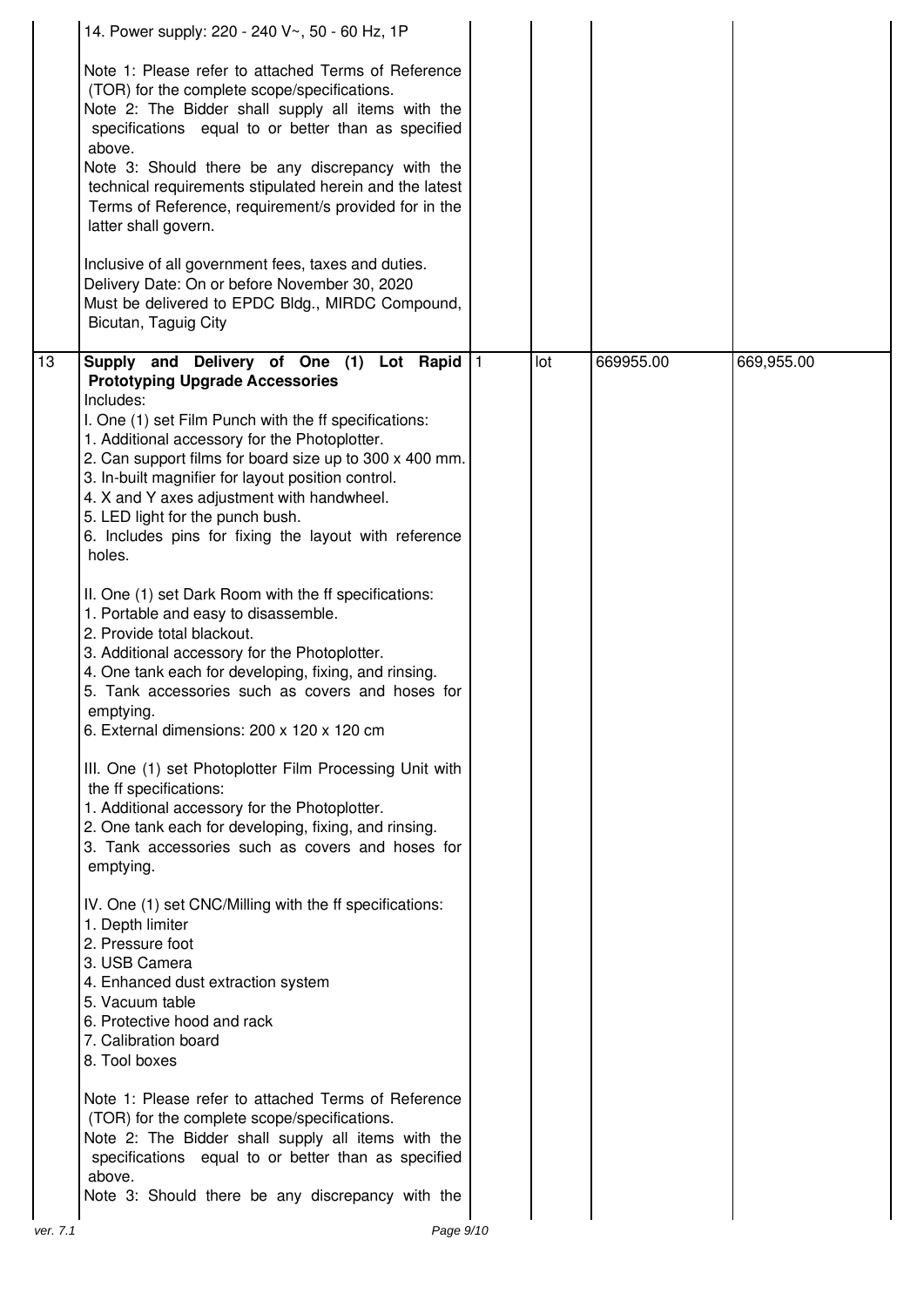| | | | | | |
|---|---|---|---|---|---|
| | 14. Power supply: 220 - 240 V~, 50 - 60 Hz, 1P<br><br>Note 1: Please refer to attached Terms of Reference (TOR) for the complete scope/specifications.<br>Note 2: The Bidder shall supply all items with the specifications equal to or better than as specified above.<br>Note 3: Should there be any discrepancy with the technical requirements stipulated herein and the latest Terms of Reference, requirement/s provided for in the latter shall govern.<br><br>Inclusive of all government fees, taxes and duties.<br>Delivery Date: On or before November 30, 2020<br>Must be delivered to EPDC Bldg., MIRDC Compound, Bicutan, Taguig City | | | | |
| 13 | **Supply and Delivery of One (1) Lot Rapid Prototyping Upgrade Accessories**<br>Includes:<br>I. One (1) set Film Punch with the ff specifications:<br>1. Additional accessory for the Photoplotter.<br>2. Can support films for board size up to 300 x 400 mm.<br>3. In-built magnifier for layout position control.<br>4. X and Y axes adjustment with handwheel.<br>5. LED light for the punch bush.<br>6. Includes pins for fixing the layout with reference holes.<br><br>II. One (1) set Dark Room with the ff specifications:<br>1. Portable and easy to disassemble.<br>2. Provide total blackout.<br>3. Additional accessory for the Photoplotter.<br>4. One tank each for developing, fixing, and rinsing.<br>5. Tank accessories such as covers and hoses for emptying.<br>6. External dimensions: 200 x 120 x 120 cm<br><br>III. One (1) set Photoplotter Film Processing Unit with the ff specifications:<br>1. Additional accessory for the Photoplotter.<br>2. One tank each for developing, fixing, and rinsing.<br>3. Tank accessories such as covers and hoses for emptying.<br><br>IV. One (1) set CNC/Milling with the ff specifications:<br>1. Depth limiter<br>2. Pressure foot<br>3. USB Camera<br>4. Enhanced dust extraction system<br>5. Vacuum table<br>6. Protective hood and rack<br>7. Calibration board<br>8. Tool boxes<br><br>Note 1: Please refer to attached Terms of Reference (TOR) for the complete scope/specifications.<br>Note 2: The Bidder shall supply all items with the specifications equal to or better than as specified above.<br>Note 3: Should there be any discrepancy with the | 1 | lot | 669955.00 | 669,955.00 |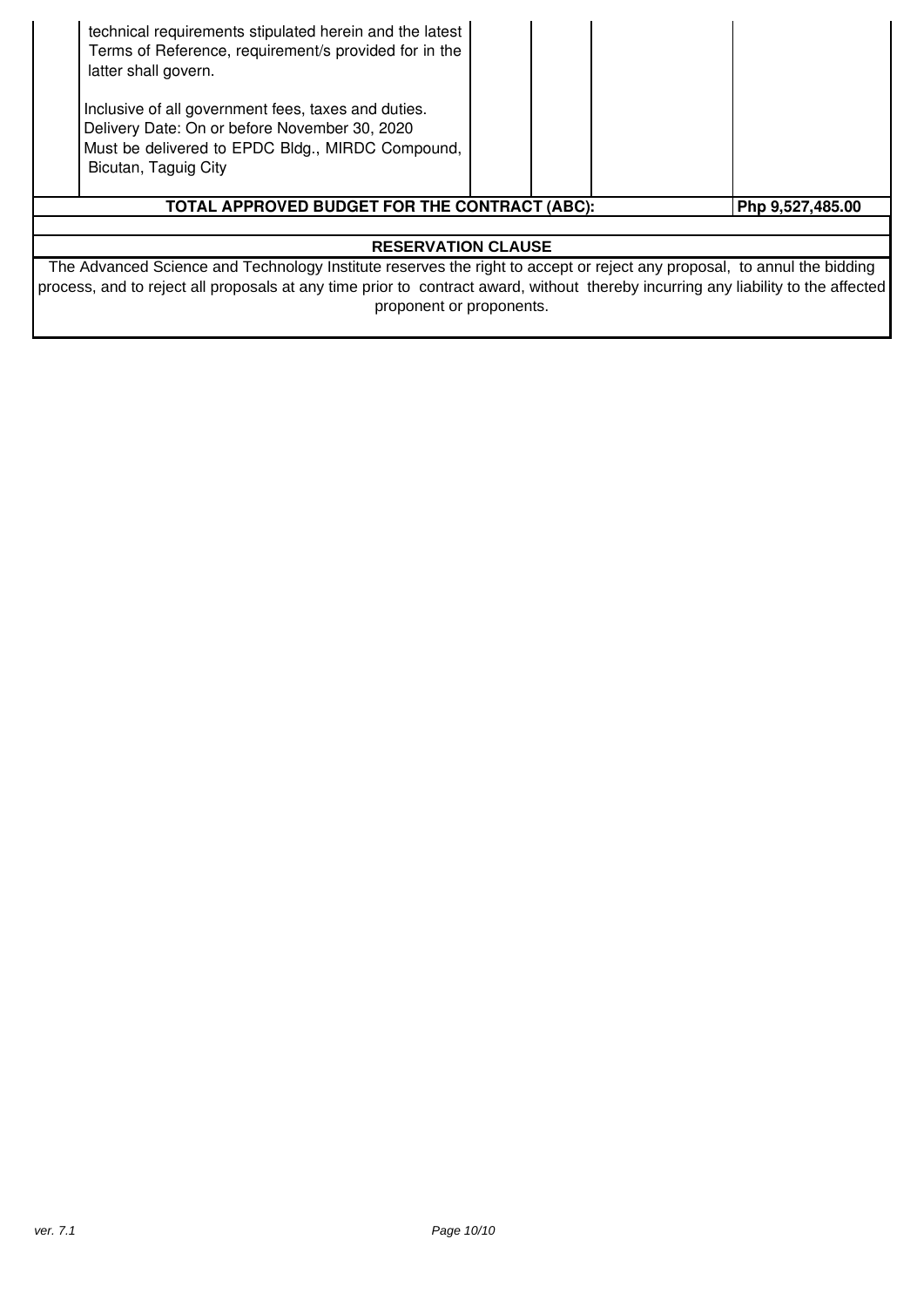| | | | | | |
|---|---|---|---|---|---|
| | technical requirements stipulated herein and the latest Terms of Reference, requirement/s provided for in the latter shall govern.<br><br>Inclusive of all government fees, taxes and duties.<br>Delivery Date: On or before November 30, 2020<br>Must be delivered to EPDC Bldg., MIRDC Compound, Bicutan, Taguig City | | | | |
| **TOTAL APPROVED BUDGET FOR THE CONTRACT (ABC):** | | | | | **Php 9,527,485.00** |

**RESERVATION CLAUSE**

The Advanced Science and Technology Institute reserves the right to accept or reject any proposal, to annul the bidding process, and to reject all proposals at any time prior to contract award, without thereby incurring any liability to the affected proponent or proponents.

*ver. 7.1*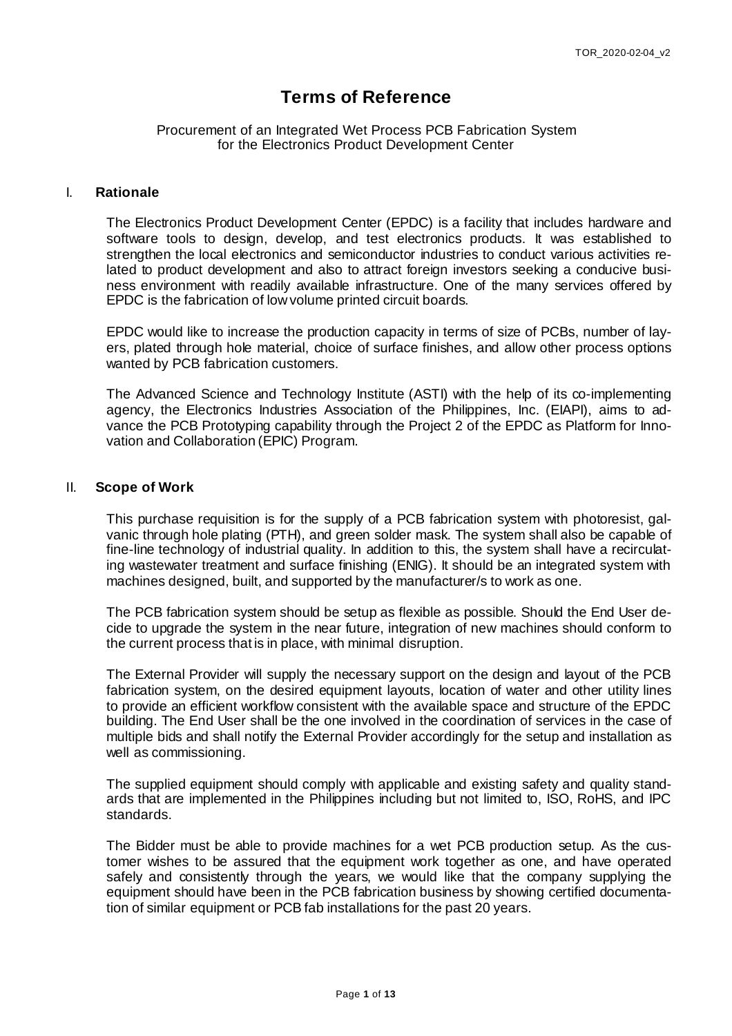# Terms of Reference

Procurement of an Integrated Wet Process PCB Fabrication System for the Electronics Product Development Center

## I. Rationale

The Electronics Product Development Center (EPDC) is a facility that includes hardware and software tools to design, develop, and test electronics products. It was established to strengthen the local electronics and semiconductor industries to conduct various activities related to product development and also to attract foreign investors seeking a conducive business environment with readily available infrastructure. One of the many services offered by EPDC is the fabrication of low volume printed circuit boards.

EPDC would like to increase the production capacity in terms of size of PCBs, number of layers, plated through hole material, choice of surface finishes, and allow other process options wanted by PCB fabrication customers.

The Advanced Science and Technology Institute (ASTI) with the help of its co-implementing agency, the Electronics Industries Association of the Philippines, Inc. (EIAPI), aims to advance the PCB Prototyping capability through the Project 2 of the EPDC as Platform for Innovation and Collaboration (EPIC) Program.

## II. Scope of Work

This purchase requisition is for the supply of a PCB fabrication system with photoresist, galvanic through hole plating (PTH), and green solder mask. The system shall also be capable of fine-line technology of industrial quality. In addition to this, the system shall have a recirculating wastewater treatment and surface finishing (ENIG). It should be an integrated system with machines designed, built, and supported by the manufacturer/s to work as one.

The PCB fabrication system should be setup as flexible as possible. Should the End User decide to upgrade the system in the near future, integration of new machines should conform to the current process that is in place, with minimal disruption.

The External Provider will supply the necessary support on the design and layout of the PCB fabrication system, on the desired equipment layouts, location of water and other utility lines to provide an efficient workflow consistent with the available space and structure of the EPDC building. The End User shall be the one involved in the coordination of services in the case of multiple bids and shall notify the External Provider accordingly for the setup and installation as well as commissioning.

The supplied equipment should comply with applicable and existing safety and quality standards that are implemented in the Philippines including but not limited to, ISO, RoHS, and IPC standards.

The Bidder must be able to provide machines for a wet PCB production setup. As the customer wishes to be assured that the equipment work together as one, and have operated safely and consistently through the years, we would like that the company supplying the equipment should have been in the PCB fabrication business by showing certified documentation of similar equipment or PCB fab installations for the past 20 years.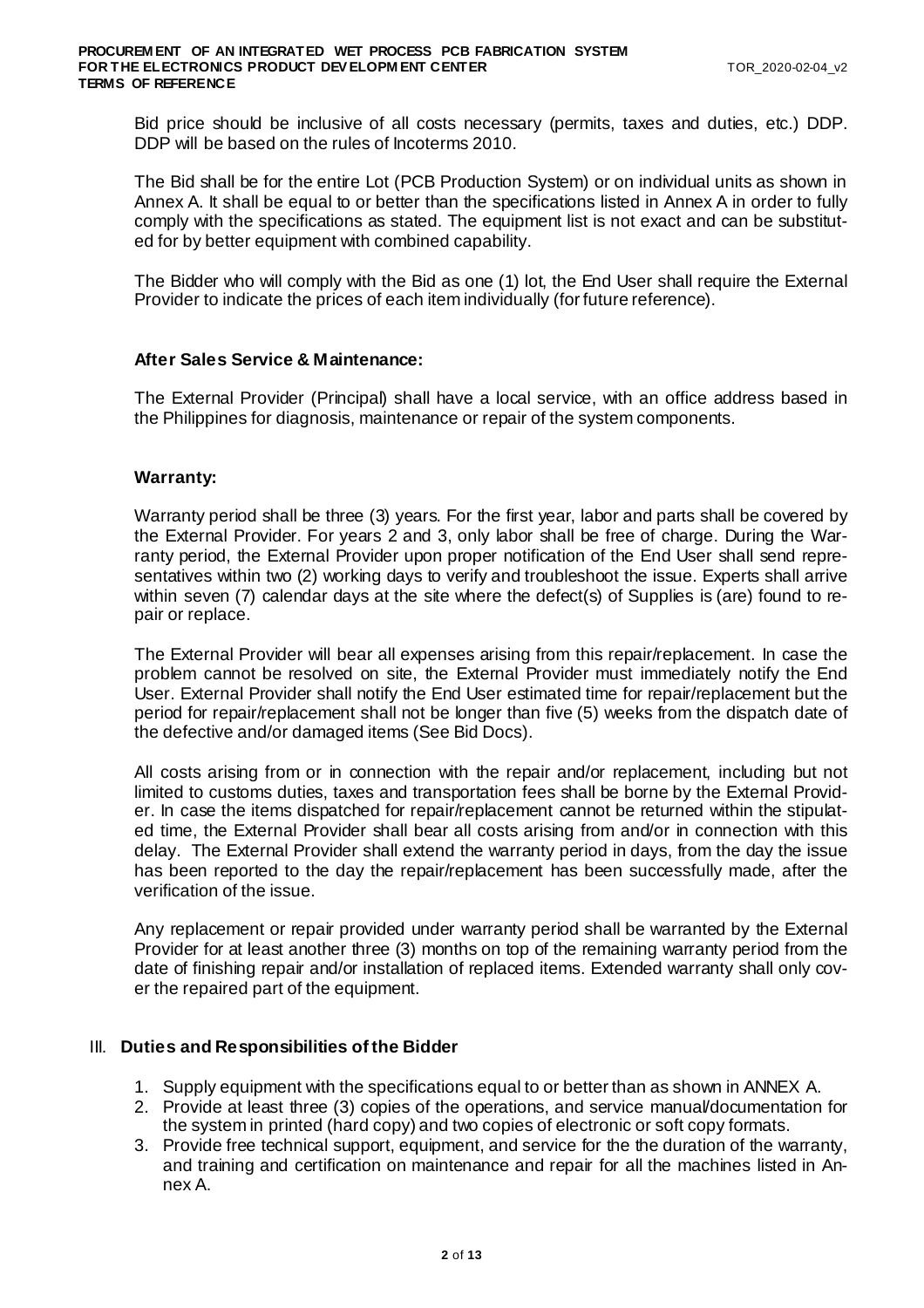Bid price should be inclusive of all costs necessary (permits, taxes and duties, etc.) DDP. DDP will be based on the rules of Incoterms 2010.

The Bid shall be for the entire Lot (PCB Production System) or on individual units as shown in Annex A. It shall be equal to or better than the specifications listed in Annex A in order to fully comply with the specifications as stated. The equipment list is not exact and can be substituted for by better equipment with combined capability.

The Bidder who will comply with the Bid as one (1) lot, the End User shall require the External Provider to indicate the prices of each item individually (for future reference).

**After Sales Service & Maintenance:**

The External Provider (Principal) shall have a local service, with an office address based in the Philippines for diagnosis, maintenance or repair of the system components.

**Warranty:**

Warranty period shall be three (3) years. For the first year, labor and parts shall be covered by the External Provider. For years 2 and 3, only labor shall be free of charge. During the Warranty period, the External Provider upon proper notification of the End User shall send representatives within two (2) working days to verify and troubleshoot the issue. Experts shall arrive within seven (7) calendar days at the site where the defect(s) of Supplies is (are) found to repair or replace.

The External Provider will bear all expenses arising from this repair/replacement. In case the problem cannot be resolved on site, the External Provider must immediately notify the End User. External Provider shall notify the End User estimated time for repair/replacement but the period for repair/replacement shall not be longer than five (5) weeks from the dispatch date of the defective and/or damaged items (See Bid Docs).

All costs arising from or in connection with the repair and/or replacement, including but not limited to customs duties, taxes and transportation fees shall be borne by the External Provider. In case the items dispatched for repair/replacement cannot be returned within the stipulated time, the External Provider shall bear all costs arising from and/or in connection with this delay. The External Provider shall extend the warranty period in days, from the day the issue has been reported to the day the repair/replacement has been successfully made, after the verification of the issue.

Any replacement or repair provided under warranty period shall be warranted by the External Provider for at least another three (3) months on top of the remaining warranty period from the date of finishing repair and/or installation of replaced items. Extended warranty shall only cover the repaired part of the equipment.

## III. Duties and Responsibilities of the Bidder

1. Supply equipment with the specifications equal to or better than as shown in ANNEX A.
2. Provide at least three (3) copies of the operations, and service manual/documentation for the system in printed (hard copy) and two copies of electronic or soft copy formats.
3. Provide free technical support, equipment, and service for the the duration of the warranty, and training and certification on maintenance and repair for all the machines listed in Annex A.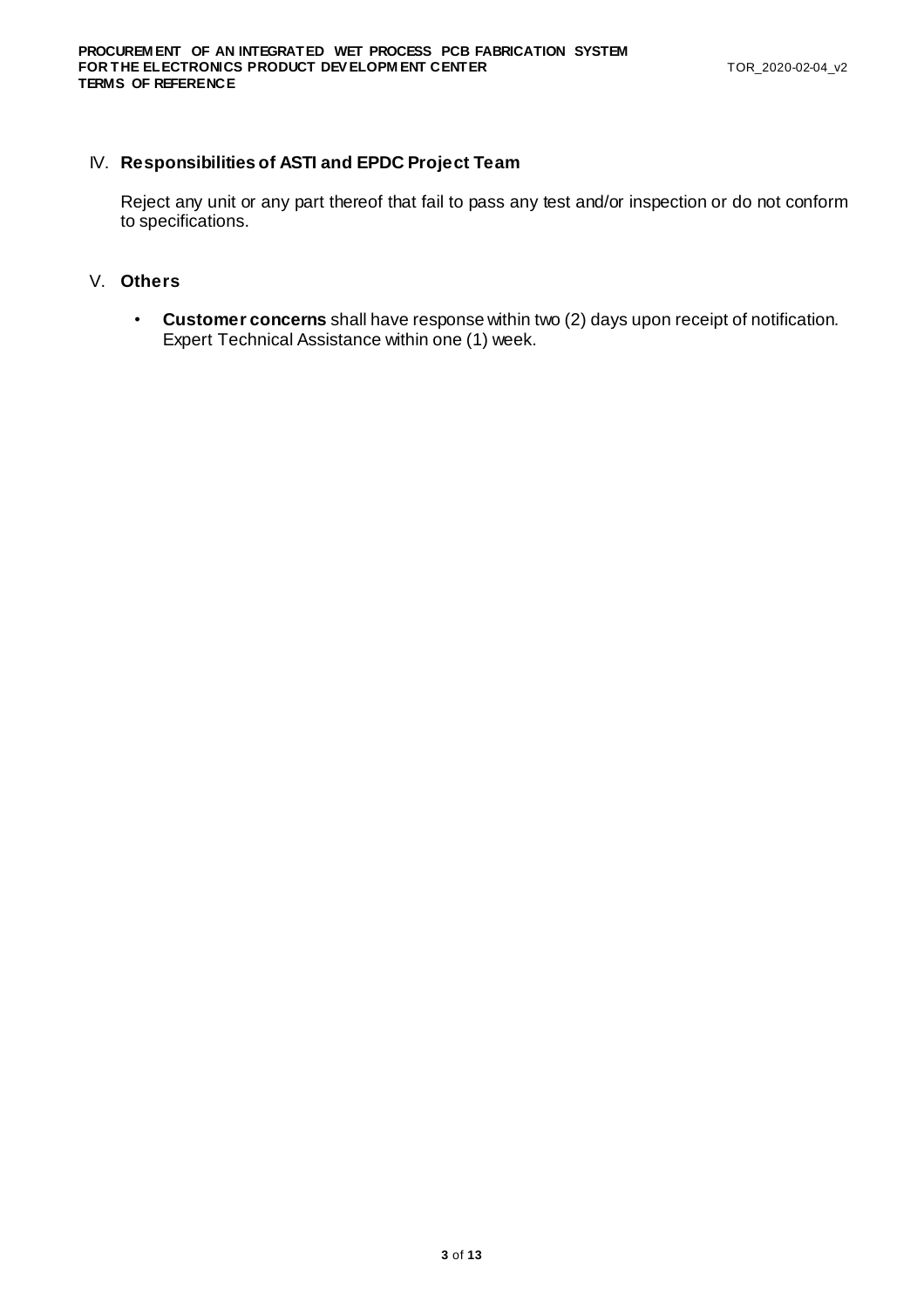## IV. Responsibilities of ASTI and EPDC Project Team

Reject any unit or any part thereof that fail to pass any test and/or inspection or do not conform to specifications.

## V. Others

- **Customer concerns** shall have response within two (2) days upon receipt of notification. Expert Technical Assistance within one (1) week.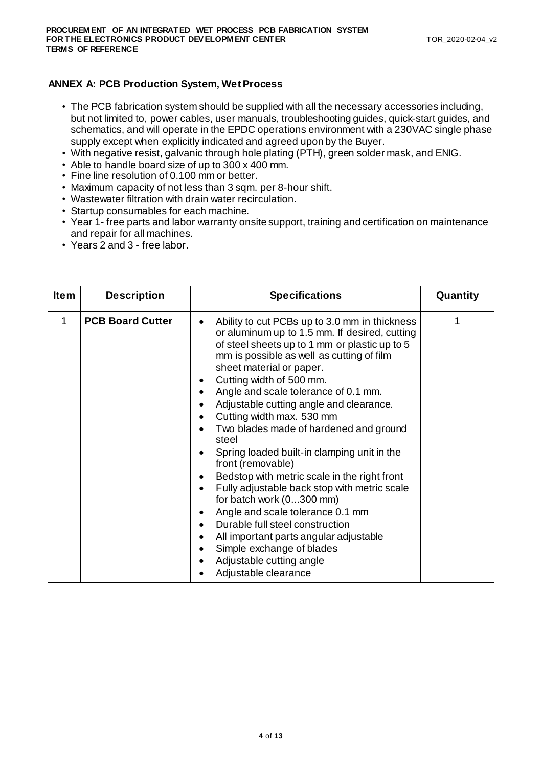## ANNEX A: PCB Production System, Wet Process

- The PCB fabrication system should be supplied with all the necessary accessories including, but not limited to, power cables, user manuals, troubleshooting guides, quick-start guides, and schematics, and will operate in the EPDC operations environment with a 230VAC single phase supply except when explicitly indicated and agreed upon by the Buyer.
- With negative resist, galvanic through hole plating (PTH), green solder mask, and ENIG.
- Able to handle board size of up to 300 x 400 mm.
- Fine line resolution of 0.100 mm or better.
- Maximum capacity of not less than 3 sqm. per 8-hour shift.
- Wastewater filtration with drain water recirculation.
- Startup consumables for each machine.
- Year 1- free parts and labor warranty onsite support, training and certification on maintenance and repair for all machines.
- Years 2 and 3 - free labor.

| Item | Description | Specifications | Quantity |
|---|---|---|---|
| 1 | **PCB Board Cutter** | • Ability to cut PCBs up to 3.0 mm in thickness or aluminum up to 1.5 mm. If desired, cutting of steel sheets up to 1 mm or plastic up to 5 mm is possible as well as cutting of film sheet material or paper.<br>• Cutting width of 500 mm.<br>• Angle and scale tolerance of 0.1 mm.<br>• Adjustable cutting angle and clearance.<br>• Cutting width max. 530 mm<br>• Two blades made of hardened and ground steel<br>• Spring loaded built-in clamping unit in the front (removable)<br>• Bedstop with metric scale in the right front<br>• Fully adjustable back stop with metric scale for batch work (0...300 mm)<br>• Angle and scale tolerance 0.1 mm<br>• Durable full steel construction<br>• All important parts angular adjustable<br>• Simple exchange of blades<br>• Adjustable cutting angle<br>• Adjustable clearance | 1 |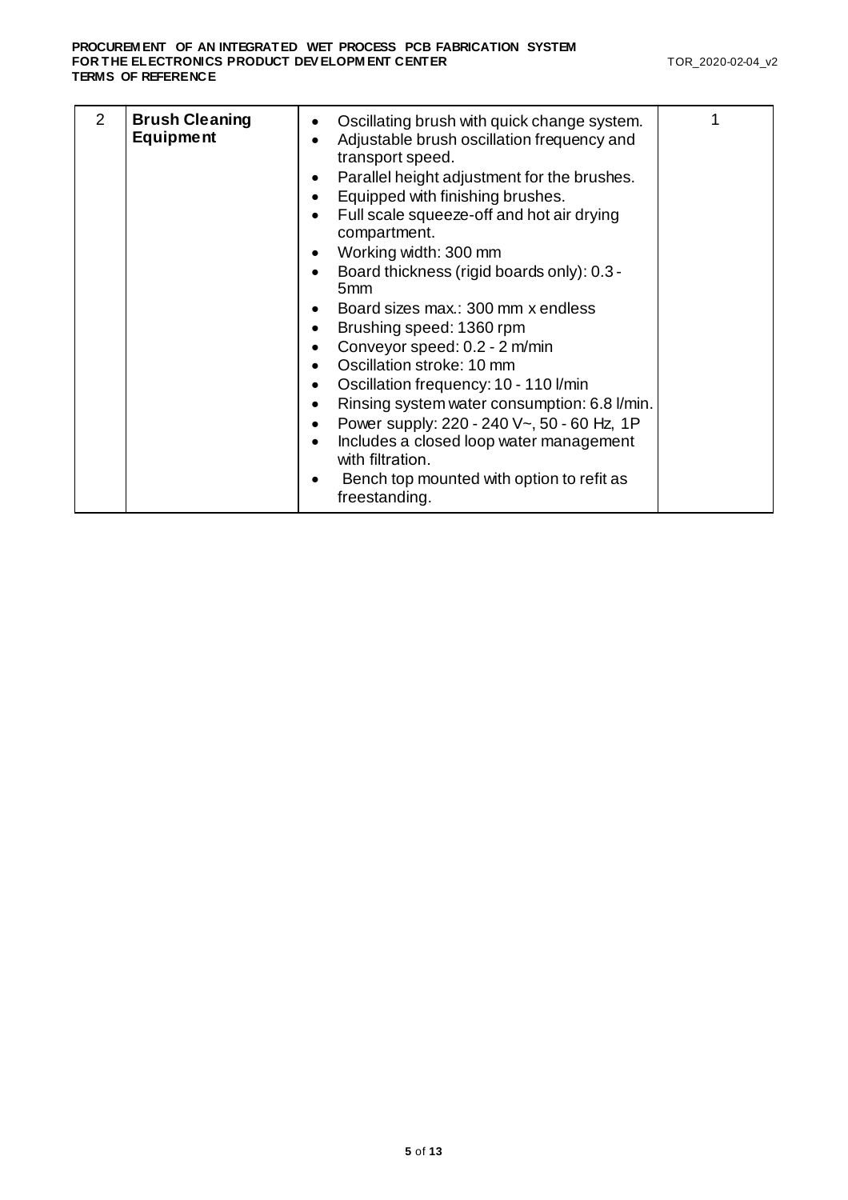| 2 | **Brush Cleaning Equipment** | • Oscillating brush with quick change system.<br>• Adjustable brush oscillation frequency and transport speed.<br>• Parallel height adjustment for the brushes.<br>• Equipped with finishing brushes.<br>• Full scale squeeze-off and hot air drying compartment.<br>• Working width: 300 mm<br>• Board thickness (rigid boards only): 0.3 - 5mm<br>• Board sizes max.: 300 mm x endless<br>• Brushing speed: 1360 rpm<br>• Conveyor speed: 0.2 - 2 m/min<br>• Oscillation stroke: 10 mm<br>• Oscillation frequency: 10 - 110 l/min<br>• Rinsing system water consumption: 6.8 l/min.<br>• Power supply: 220 - 240 V~, 50 - 60 Hz, 1P<br>• Includes a closed loop water management with filtration.<br>• Bench top mounted with option to refit as freestanding. | 1 |
|---|---|---|---|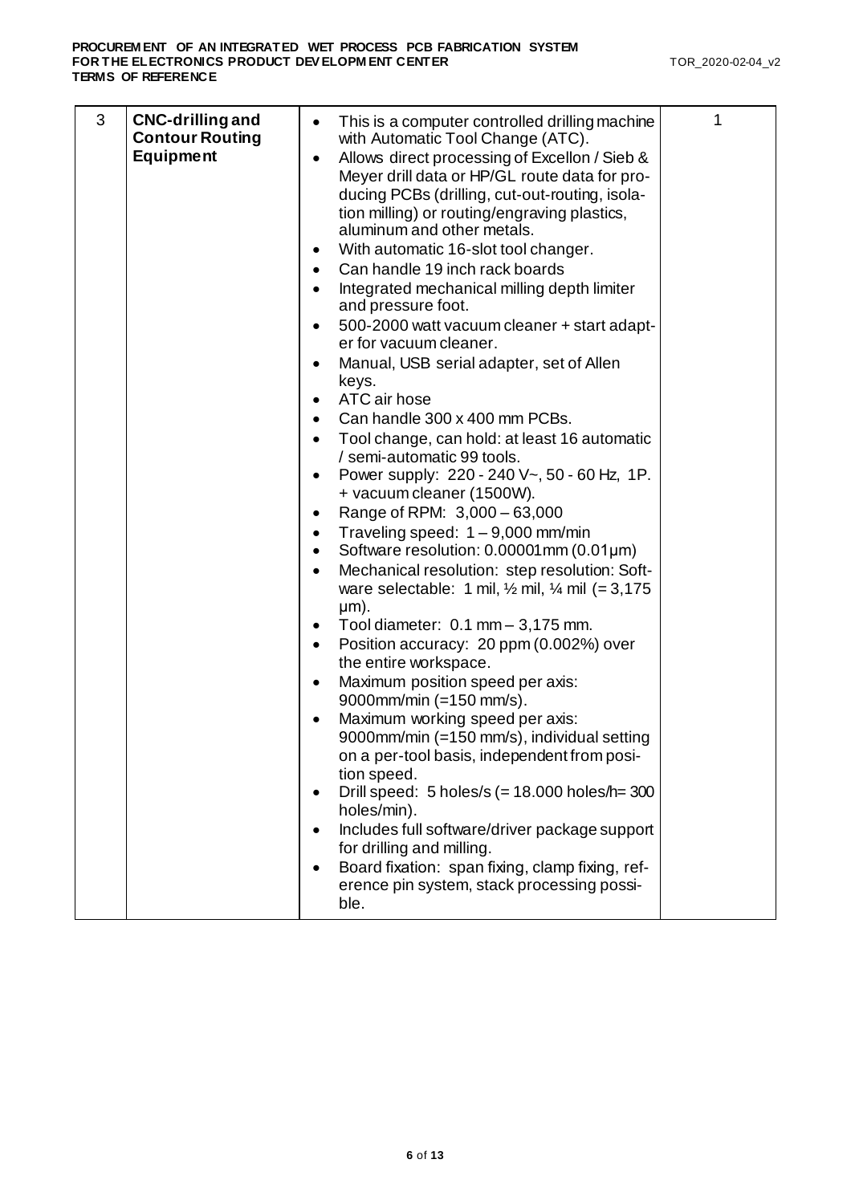| 3 | **CNC-drilling and Contour Routing Equipment** | • This is a computer controlled drilling machine with Automatic Tool Change (ATC).<br>• Allows direct processing of Excellon / Sieb & Meyer drill data or HP/GL route data for producing PCBs (drilling, cut-out-routing, isolation milling) or routing/engraving plastics, aluminum and other metals.<br>• With automatic 16-slot tool changer.<br>• Can handle 19 inch rack boards<br>• Integrated mechanical milling depth limiter and pressure foot.<br>• 500-2000 watt vacuum cleaner + start adapter for vacuum cleaner.<br>• Manual, USB serial adapter, set of Allen keys.<br>• ATC air hose<br>• Can handle 300 x 400 mm PCBs.<br>• Tool change, can hold: at least 16 automatic / semi-automatic 99 tools.<br>• Power supply: 220 - 240 V~, 50 - 60 Hz, 1P. + vacuum cleaner (1500W).<br>• Range of RPM: 3,000 – 63,000<br>• Traveling speed: 1 – 9,000 mm/min<br>• Software resolution: 0.00001mm (0.01µm)<br>• Mechanical resolution: step resolution: Software selectable: 1 mil, ½ mil, ¼ mil (= 3,175 µm).<br>• Tool diameter: 0.1 mm – 3,175 mm.<br>• Position accuracy: 20 ppm (0.002%) over the entire workspace.<br>• Maximum position speed per axis: 9000mm/min (=150 mm/s).<br>• Maximum working speed per axis: 9000mm/min (=150 mm/s), individual setting on a per-tool basis, independent from position speed.<br>• Drill speed: 5 holes/s (= 18.000 holes/h= 300 holes/min).<br>• Includes full software/driver package support for drilling and milling.<br>• Board fixation: span fixing, clamp fixing, reference pin system, stack processing possible. | 1 |
|---|---|---|---|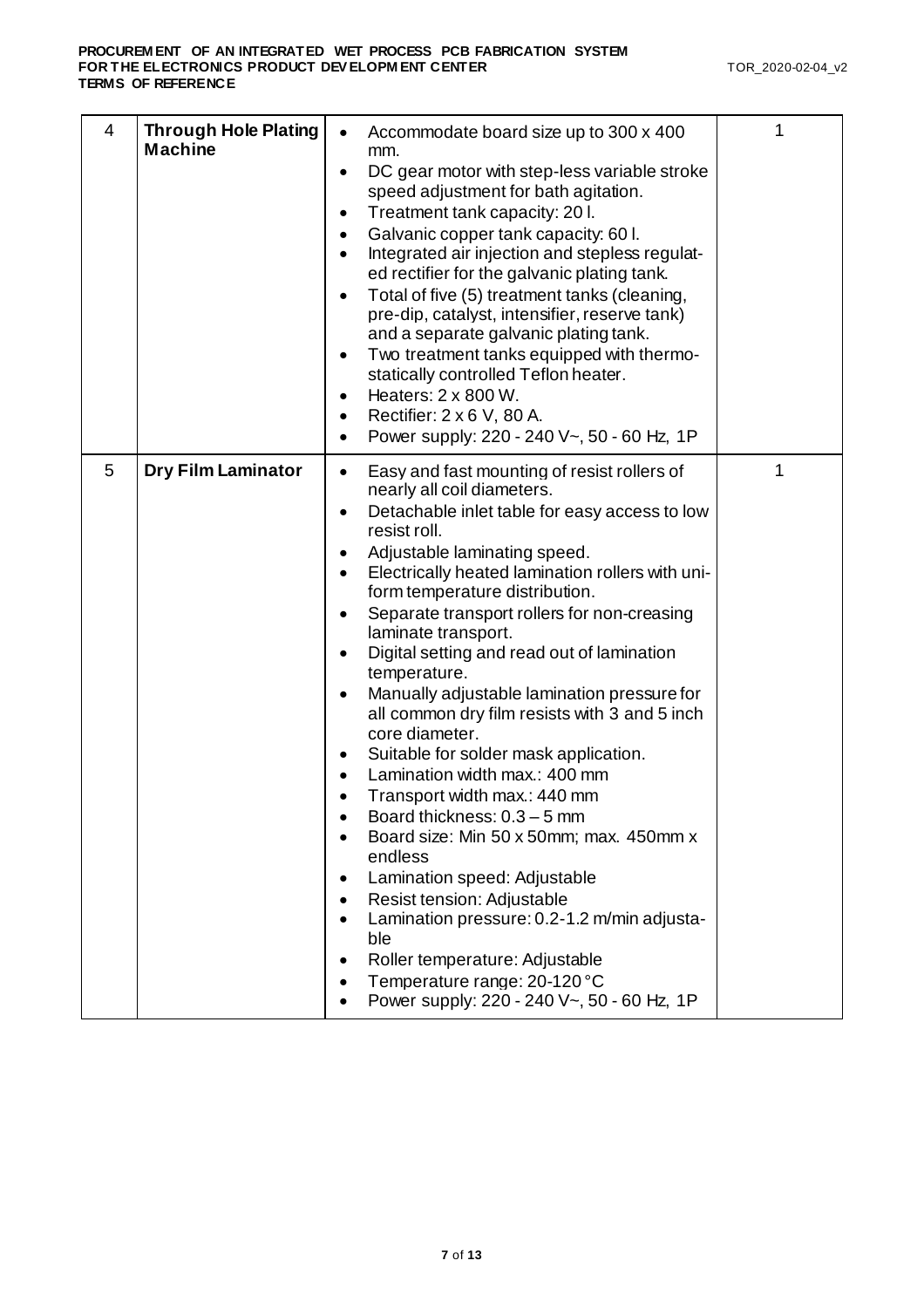| 4 | **Through Hole Plating Machine** | • Accommodate board size up to 300 x 400 mm.<br>• DC gear motor with step-less variable stroke speed adjustment for bath agitation.<br>• Treatment tank capacity: 20 l.<br>• Galvanic copper tank capacity: 60 l.<br>• Integrated air injection and stepless regulated rectifier for the galvanic plating tank.<br>• Total of five (5) treatment tanks (cleaning, pre-dip, catalyst, intensifier, reserve tank) and a separate galvanic plating tank.<br>• Two treatment tanks equipped with thermostatically controlled Teflon heater.<br>• Heaters: 2 x 800 W.<br>• Rectifier: 2 x 6 V, 80 A.<br>• Power supply: 220 - 240 V~, 50 - 60 Hz, 1P | 1 |
|---|---|---|---|
| 5 | **Dry Film Laminator** | • Easy and fast mounting of resist rollers of nearly all coil diameters.<br>• Detachable inlet table for easy access to low resist roll.<br>• Adjustable laminating speed.<br>• Electrically heated lamination rollers with uniform temperature distribution.<br>• Separate transport rollers for non-creasing laminate transport.<br>• Digital setting and read out of lamination temperature.<br>• Manually adjustable lamination pressure for all common dry film resists with 3 and 5 inch core diameter.<br>• Suitable for solder mask application.<br>• Lamination width max.: 400 mm<br>• Transport width max.: 440 mm<br>• Board thickness: 0.3 – 5 mm<br>• Board size: Min 50 x 50mm; max. 450mm x endless<br>• Lamination speed: Adjustable<br>• Resist tension: Adjustable<br>• Lamination pressure: 0.2-1.2 m/min adjustable<br>• Roller temperature: Adjustable<br>• Temperature range: 20-120 °C<br>• Power supply: 220 - 240 V~, 50 - 60 Hz, 1P | 1 |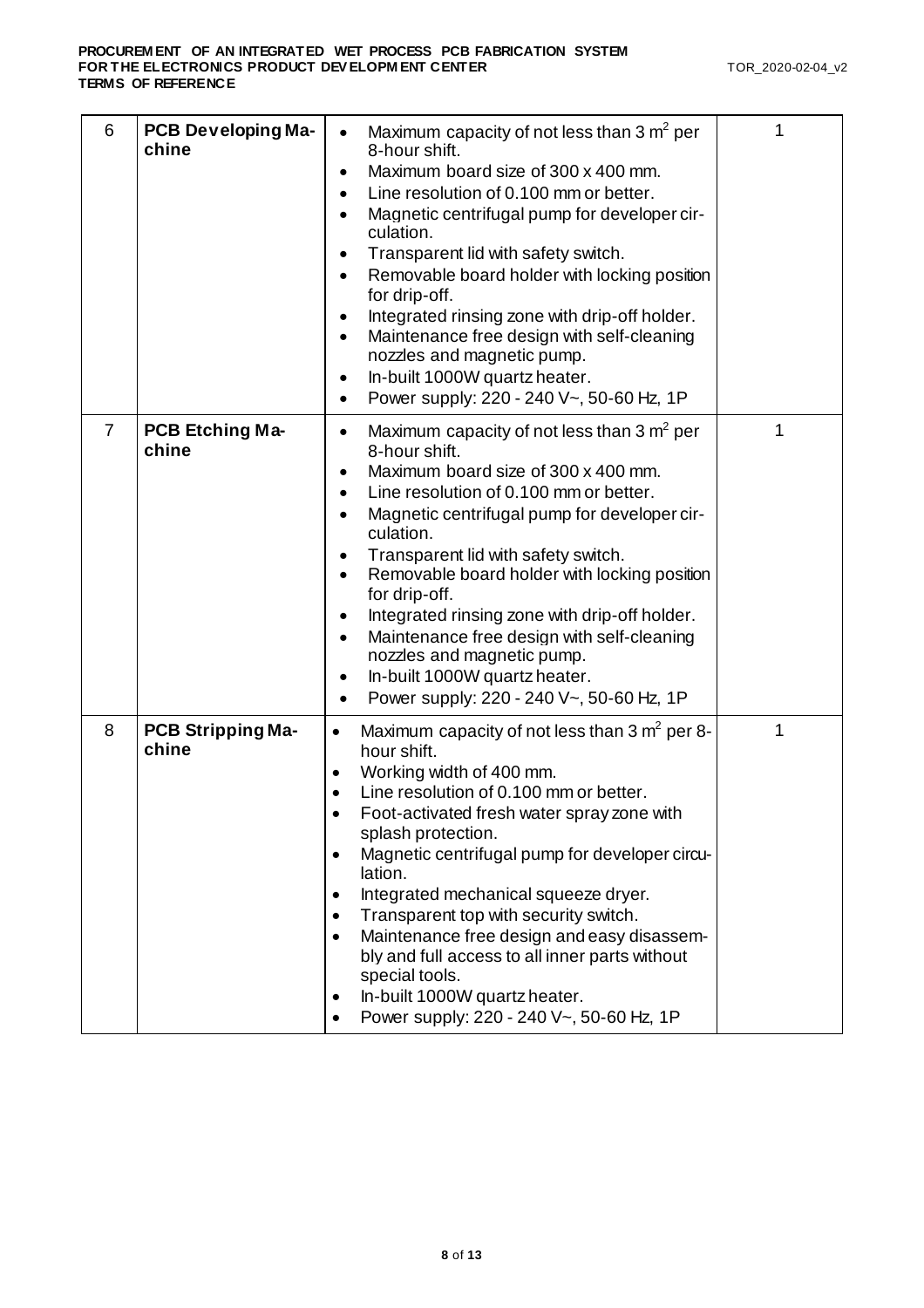| 6 | **PCB Developing Machine** | • Maximum capacity of not less than 3 $m^2$ per 8-hour shift.<br>• Maximum board size of 300 x 400 mm.<br>• Line resolution of 0.100 mm or better.<br>• Magnetic centrifugal pump for developer circulation.<br>• Transparent lid with safety switch.<br>• Removable board holder with locking position for drip-off.<br>• Integrated rinsing zone with drip-off holder.<br>• Maintenance free design with self-cleaning nozzles and magnetic pump.<br>• In-built 1000W quartz heater.<br>• Power supply: 220 - 240 V~, 50-60 Hz, 1P | 1 |
|---|---|---|---|
| 7 | **PCB Etching Machine** | • Maximum capacity of not less than 3 $m^2$ per 8-hour shift.<br>• Maximum board size of 300 x 400 mm.<br>• Line resolution of 0.100 mm or better.<br>• Magnetic centrifugal pump for developer circulation.<br>• Transparent lid with safety switch.<br>• Removable board holder with locking position for drip-off.<br>• Integrated rinsing zone with drip-off holder.<br>• Maintenance free design with self-cleaning nozzles and magnetic pump.<br>• In-built 1000W quartz heater.<br>• Power supply: 220 - 240 V~, 50-60 Hz, 1P | 1 |
| 8 | **PCB Stripping Machine** | • Maximum capacity of not less than 3 $m^2$ per 8-hour shift.<br>• Working width of 400 mm.<br>• Line resolution of 0.100 mm or better.<br>• Foot-activated fresh water spray zone with splash protection.<br>• Magnetic centrifugal pump for developer circulation.<br>• Integrated mechanical squeeze dryer.<br>• Transparent top with security switch.<br>• Maintenance free design and easy disassembly and full access to all inner parts without special tools.<br>• In-built 1000W quartz heater.<br>• Power supply: 220 - 240 V~, 50-60 Hz, 1P | 1 |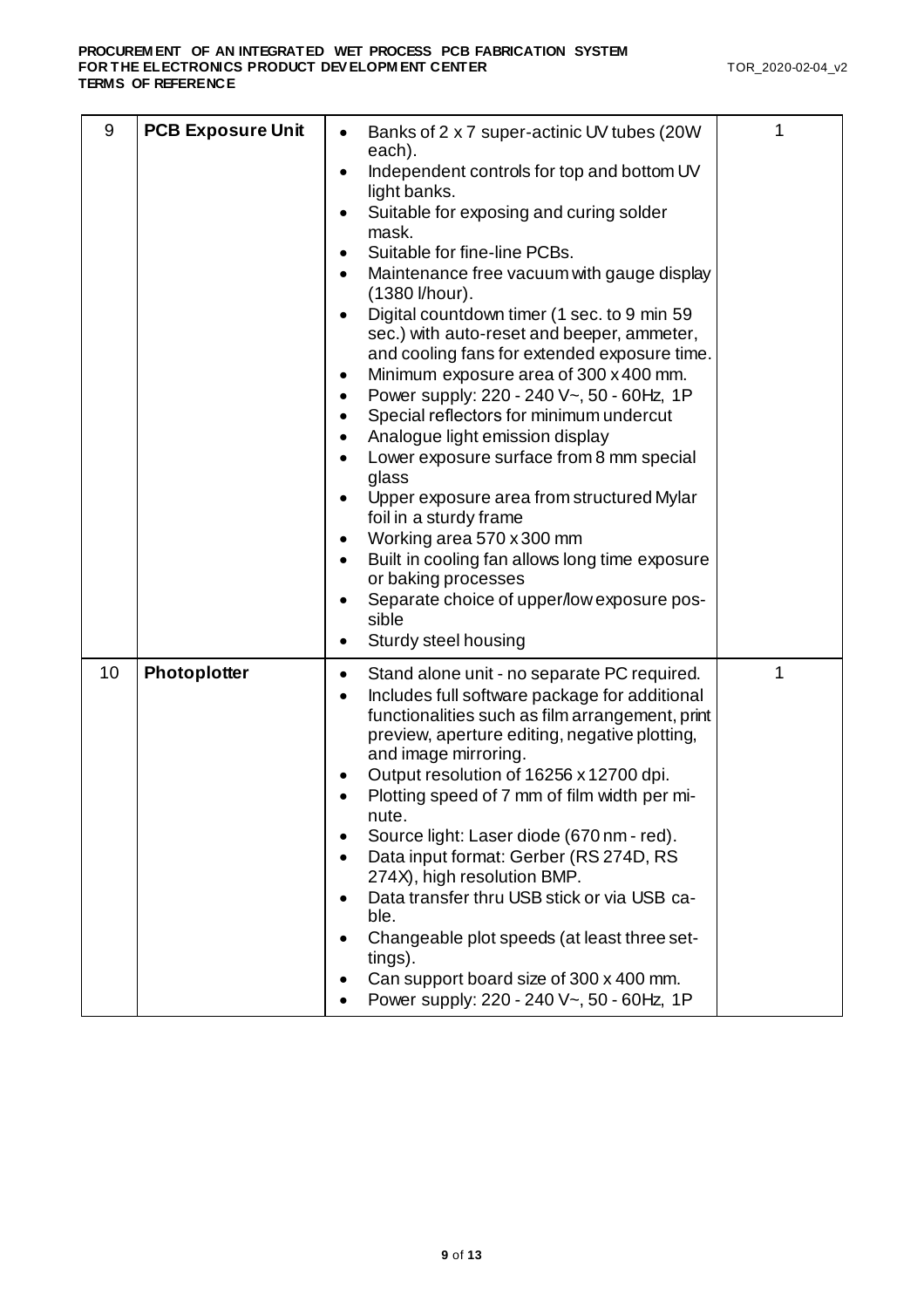| 9 | **PCB Exposure Unit** | • Banks of 2 x 7 super-actinic UV tubes (20W each).<br>• Independent controls for top and bottom UV light banks.<br>• Suitable for exposing and curing solder mask.<br>• Suitable for fine-line PCBs.<br>• Maintenance free vacuum with gauge display (1380 l/hour).<br>• Digital countdown timer (1 sec. to 9 min 59 sec.) with auto-reset and beeper, ammeter, and cooling fans for extended exposure time.<br>• Minimum exposure area of 300 x 400 mm.<br>• Power supply: 220 - 240 V~, 50 - 60Hz, 1P<br>• Special reflectors for minimum undercut<br>• Analogue light emission display<br>• Lower exposure surface from 8 mm special glass<br>• Upper exposure area from structured Mylar foil in a sturdy frame<br>• Working area 570 x 300 mm<br>• Built in cooling fan allows long time exposure or baking processes<br>• Separate choice of upper/low exposure possible<br>• Sturdy steel housing | 1 |
|---|---|---|---|
| 10 | **Photoplotter** | • Stand alone unit - no separate PC required.<br>• Includes full software package for additional functionalities such as film arrangement, print preview, aperture editing, negative plotting, and image mirroring.<br>• Output resolution of 16256 x 12700 dpi.<br>• Plotting speed of 7 mm of film width per minute.<br>• Source light: Laser diode (670 nm - red).<br>• Data input format: Gerber (RS 274D, RS 274X), high resolution BMP.<br>• Data transfer thru USB stick or via USB cable.<br>• Changeable plot speeds (at least three settings).<br>• Can support board size of 300 x 400 mm.<br>• Power supply: 220 - 240 V~, 50 - 60Hz, 1P | 1 |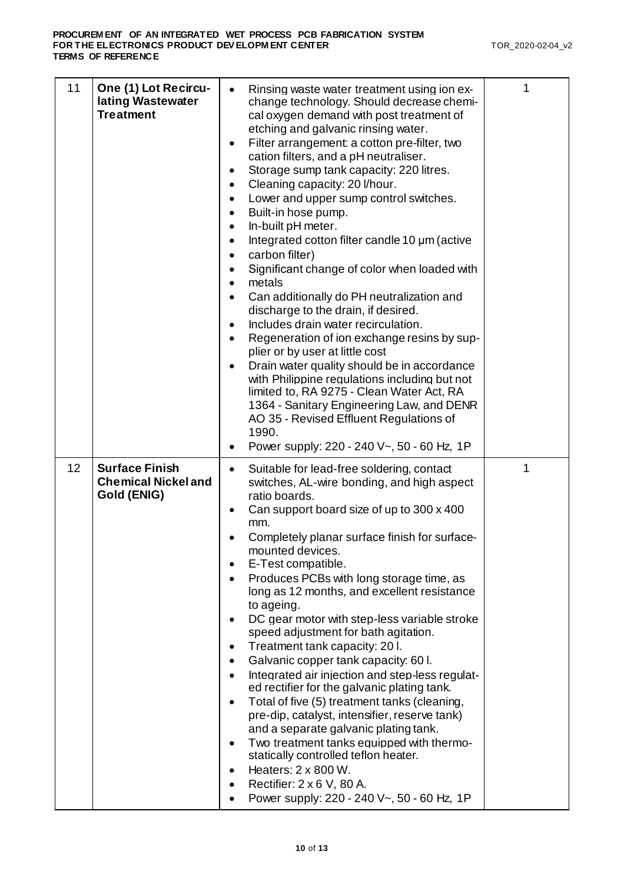| 11 | **One (1) Lot Recirculating Wastewater Treatment** | <ul><li>Rinsing waste water treatment using ion exchange technology. Should decrease chemical oxygen demand with post treatment of etching and galvanic rinsing water.</li><li>Filter arrangement: a cotton pre-filter, two cation filters, and a pH neutraliser.</li><li>Storage sump tank capacity: 220 litres.</li><li>Cleaning capacity: 20 l/hour.</li><li>Lower and upper sump control switches.</li><li>Built-in hose pump.</li><li>In-built pH meter.</li><li>Integrated cotton filter candle 10 µm (active</li><li>carbon filter)</li><li>Significant change of color when loaded with</li><li>metals</li><li>Can additionally do PH neutralization and discharge to the drain, if desired.</li><li>Includes drain water recirculation.</li><li>Regeneration of ion exchange resins by supplier or by user at little cost</li><li>Drain water quality should be in accordance with Philippine regulations including but not limited to, RA 9275 - Clean Water Act, RA 1364 - Sanitary Engineering Law, and DENR AO 35 - Revised Effluent Regulations of 1990.</li><li>Power supply: 220 - 240 V~, 50 - 60 Hz, 1P</li></ul> | 1 |
|---|---|---|---|
| 12 | **Surface Finish Chemical Nickel and Gold (ENIG)** | <ul><li>Suitable for lead-free soldering, contact switches, AL-wire bonding, and high aspect ratio boards.</li><li>Can support board size of up to 300 x 400 mm.</li><li>Completely planar surface finish for surface-mounted devices.</li><li>E-Test compatible.</li><li>Produces PCBs with long storage time, as long as 12 months, and excellent resistance to ageing.</li><li>DC gear motor with step-less variable stroke speed adjustment for bath agitation.</li><li>Treatment tank capacity: 20 l.</li><li>Galvanic copper tank capacity: 60 l.</li><li>Integrated air injection and step-less regulated rectifier for the galvanic plating tank.</li><li>Total of five (5) treatment tanks (cleaning, pre-dip, catalyst, intensifier, reserve tank) and a separate galvanic plating tank.</li><li>Two treatment tanks equipped with thermostatically controlled teflon heater.</li><li>Heaters: 2 x 800 W.</li><li>Rectifier: 2 x 6 V, 80 A.</li><li>Power supply: 220 - 240 V~, 50 - 60 Hz, 1P</li></ul> | 1 |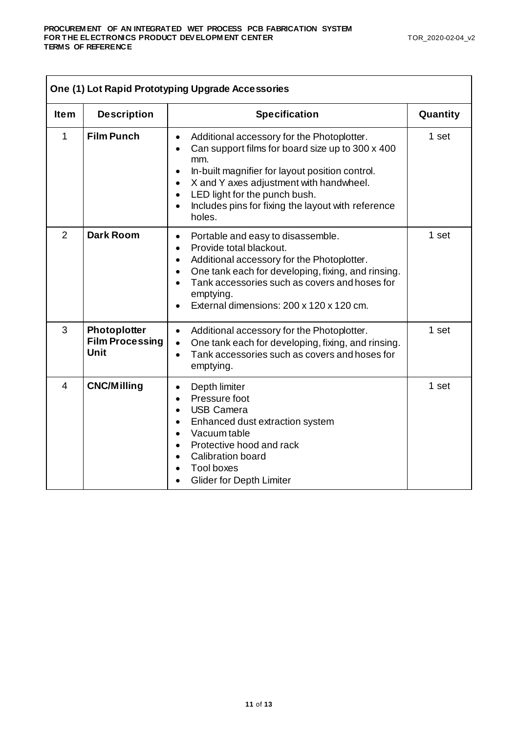| One (1) Lot Rapid Prototyping Upgrade Accessories | | | |
|---|---|---|---|
| **Item** | **Description** | **Specification** | **Quantity** |
| 1 | **Film Punch** | • Additional accessory for the Photoplotter.<br>• Can support films for board size up to 300 x 400 mm.<br>• In-built magnifier for layout position control.<br>• X and Y axes adjustment with handwheel.<br>• LED light for the punch bush.<br>• Includes pins for fixing the layout with reference holes. | 1 set |
| 2 | **Dark Room** | • Portable and easy to disassemble.<br>• Provide total blackout.<br>• Additional accessory for the Photoplotter.<br>• One tank each for developing, fixing, and rinsing.<br>• Tank accessories such as covers and hoses for emptying.<br>• External dimensions: 200 x 120 x 120 cm. | 1 set |
| 3 | **Photoplotter Film Processing Unit** | • Additional accessory for the Photoplotter.<br>• One tank each for developing, fixing, and rinsing.<br>• Tank accessories such as covers and hoses for emptying. | 1 set |
| 4 | **CNC/Milling** | • Depth limiter<br>• Pressure foot<br>• USB Camera<br>• Enhanced dust extraction system<br>• Vacuum table<br>• Protective hood and rack<br>• Calibration board<br>• Tool boxes<br>• Glider for Depth Limiter | 1 set |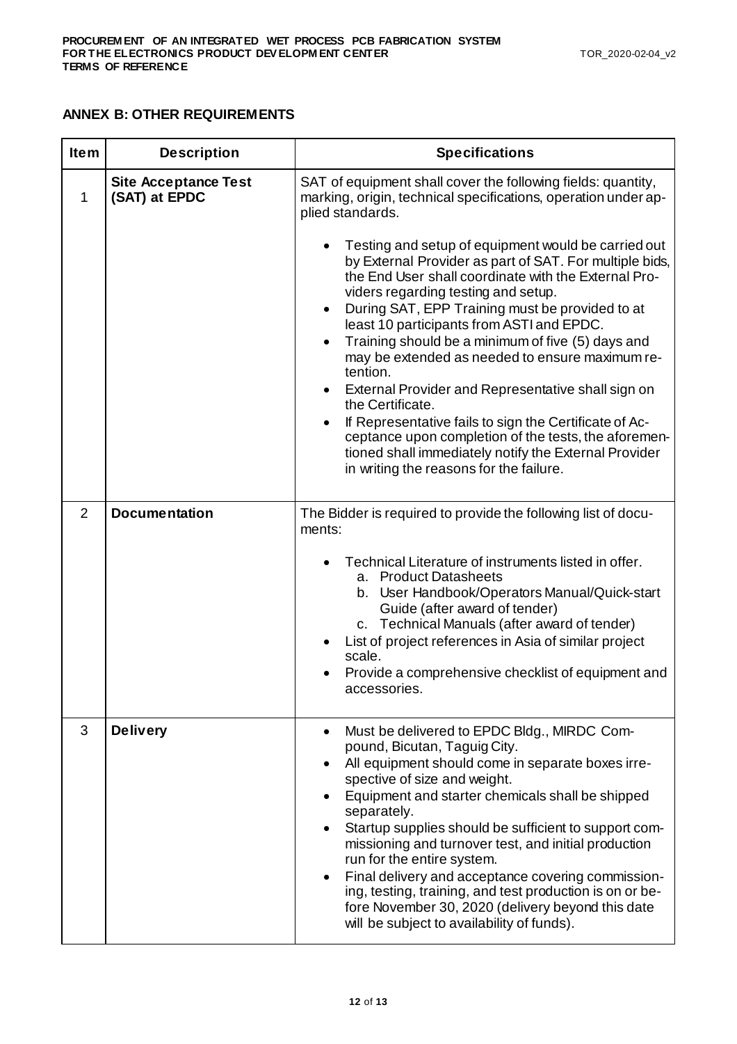## ANNEX B: OTHER REQUIREMENTS

| Item | Description | Specifications |
|---|---|---|
| 1 | **Site Acceptance Test (SAT) at EPDC** | SAT of equipment shall cover the following fields: quantity, marking, origin, technical specifications, operation under applied standards.<br><br>• Testing and setup of equipment would be carried out by External Provider as part of SAT. For multiple bids, the End User shall coordinate with the External Providers regarding testing and setup.<br>• During SAT, EPP Training must be provided to at least 10 participants from ASTI and EPDC.<br>• Training should be a minimum of five (5) days and may be extended as needed to ensure maximum retention.<br>• External Provider and Representative shall sign on the Certificate.<br>• If Representative fails to sign the Certificate of Acceptance upon completion of the tests, the aforementioned shall immediately notify the External Provider in writing the reasons for the failure. |
| 2 | **Documentation** | The Bidder is required to provide the following list of documents:<br><br>• Technical Literature of instruments listed in offer.<br>&nbsp;&nbsp;a. Product Datasheets<br>&nbsp;&nbsp;b. User Handbook/Operators Manual/Quick-start Guide (after award of tender)<br>&nbsp;&nbsp;c. Technical Manuals (after award of tender)<br>• List of project references in Asia of similar project scale.<br>• Provide a comprehensive checklist of equipment and accessories. |
| 3 | **Delivery** | • Must be delivered to EPDC Bldg., MIRDC Compound, Bicutan, Taguig City.<br>• All equipment should come in separate boxes irrespective of size and weight.<br>• Equipment and starter chemicals shall be shipped separately.<br>• Startup supplies should be sufficient to support commissioning and turnover test, and initial production run for the entire system.<br>• Final delivery and acceptance covering commissioning, testing, training, and test production is on or before November 30, 2020 (delivery beyond this date will be subject to availability of funds). |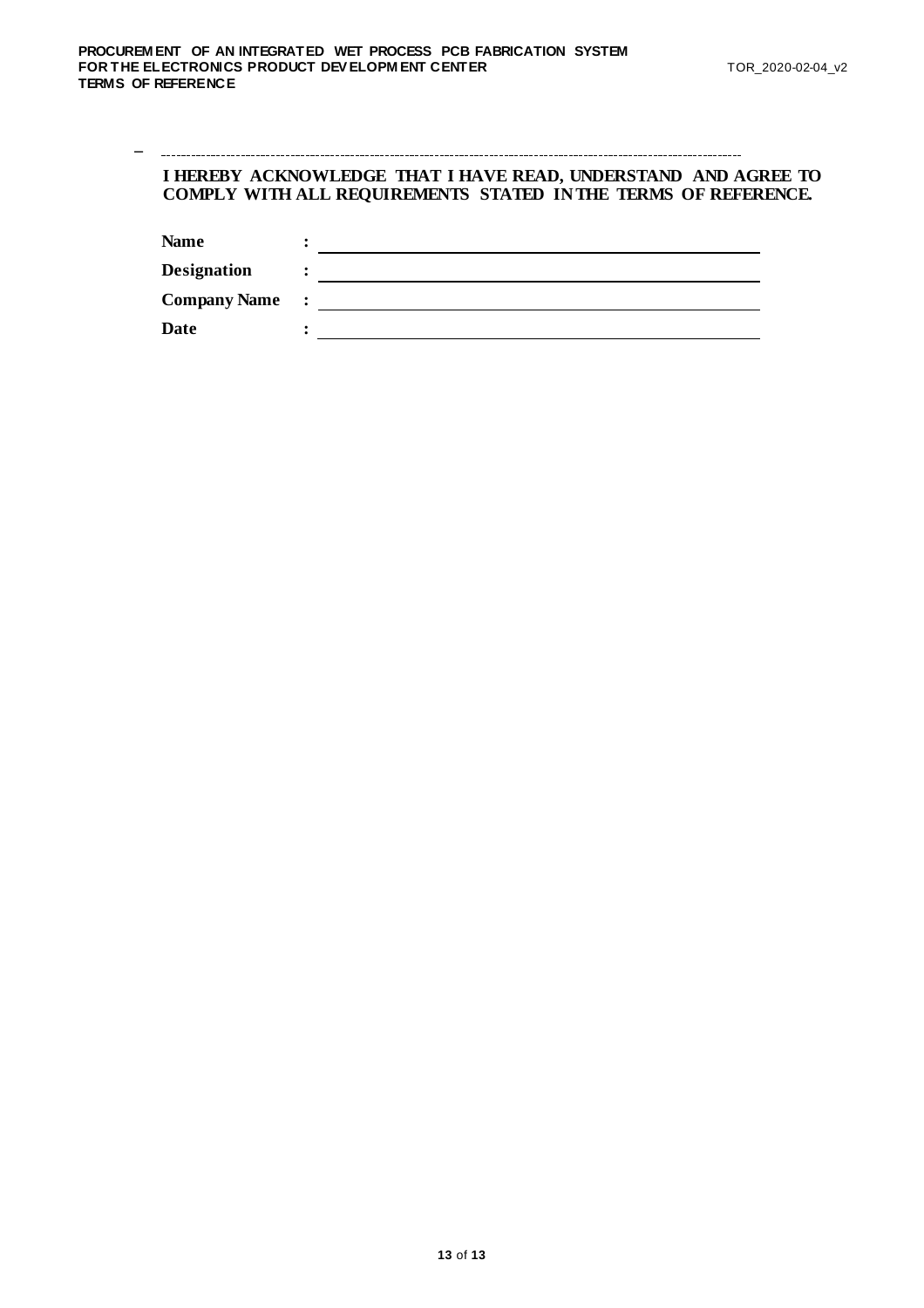**I HEREBY ACKNOWLEDGE THAT I HAVE READ, UNDERSTAND AND AGREE TO COMPLY WITH ALL REQUIREMENTS STATED IN THE TERMS OF REFERENCE.**

**Name** : ______________________________

**Designation** : ______________________________

**Company Name** : ______________________________

**Date** : ______________________________